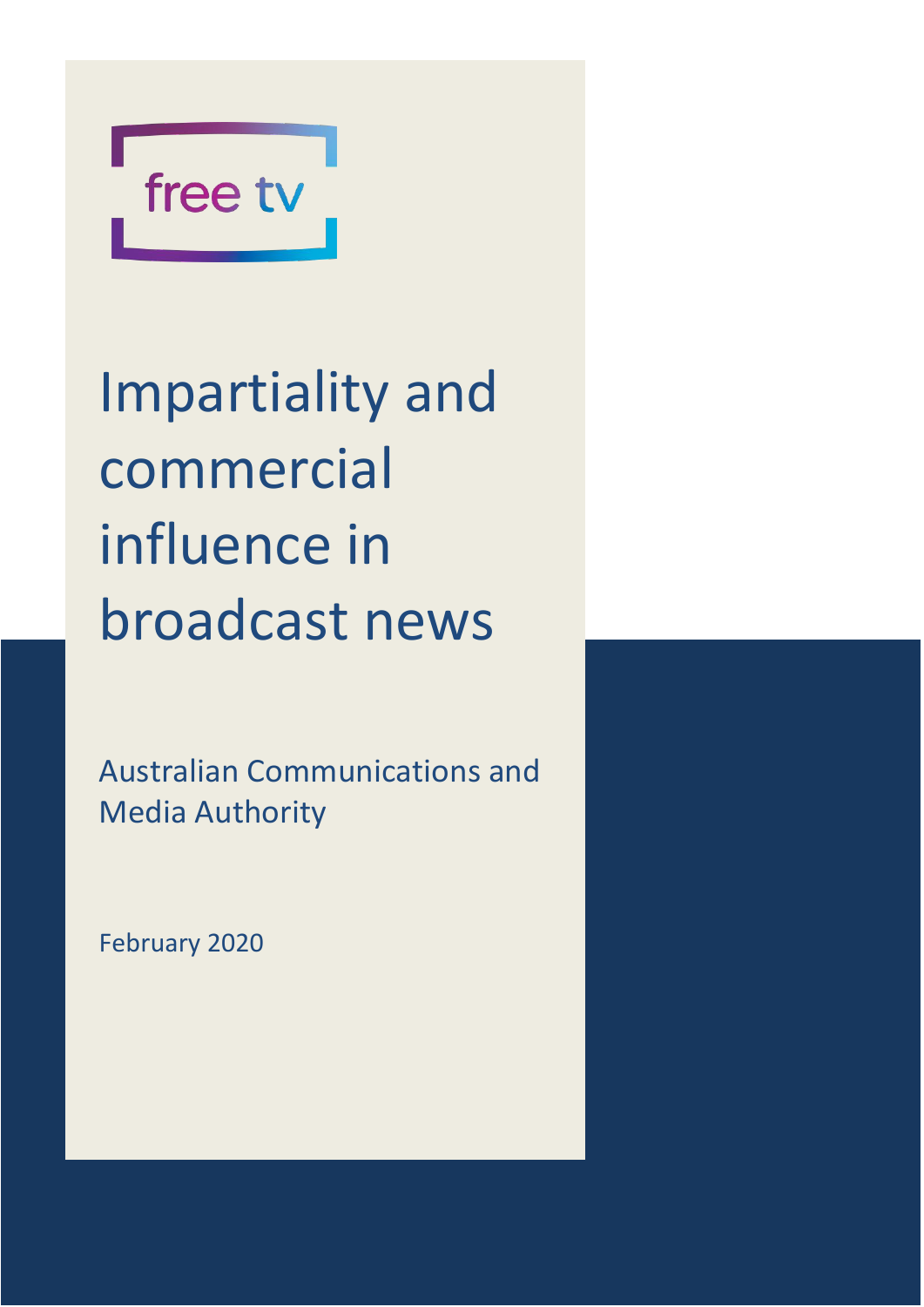free tv

# Impartiality and commercial influence in broadcast news

Australian Communications and Media Authority

February 2020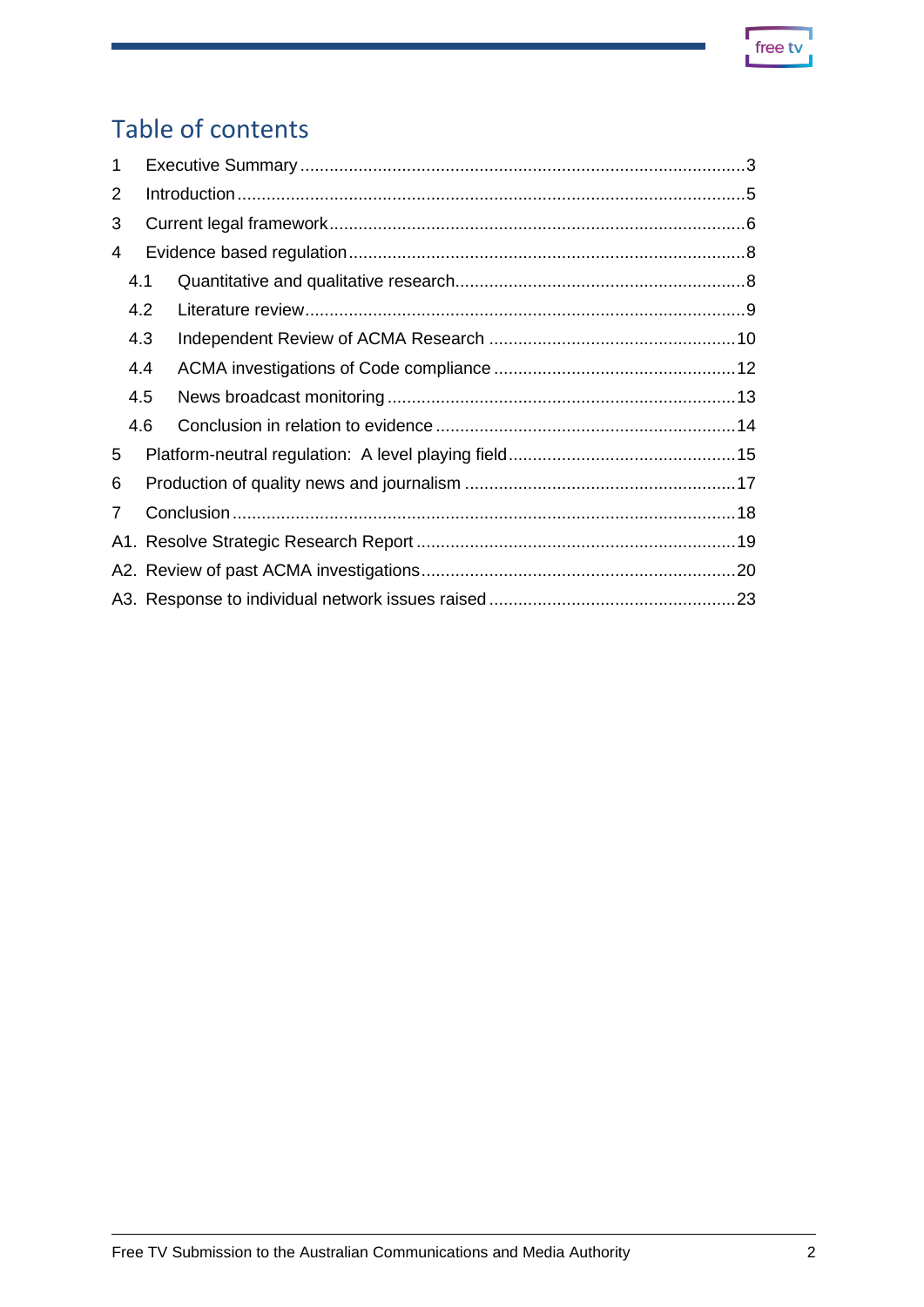# Table of contents

1 Executive Summary ........................................................................................ 3

2 Introduction ..................................................................................................... 5

3 Current legal framework .................................................................................. 6

4 Evidence based regulation ............................................................................... 8

- 4.1 Quantitative and qualitative research ........................................................ 8
- 4.2 Literature review ....................................................................................... 9
- 4.3 Independent Review of ACMA Research ................................................ 10
- 4.4 ACMA investigations of Code compliance ............................................... 12
- 4.5 News broadcast monitoring ..................................................................... 13
- 4.6 Conclusion in relation to evidence ........................................................... 14

5 Platform-neutral regulation: A level playing field ............................................ 15

6 Production of quality news and journalism ..................................................... 17

7 Conclusion ..................................................................................................... 18

A1. Resolve Strategic Research Report ............................................................... 19

A2. Review of past ACMA investigations .............................................................. 20

A3. Response to individual network issues raised ................................................ 23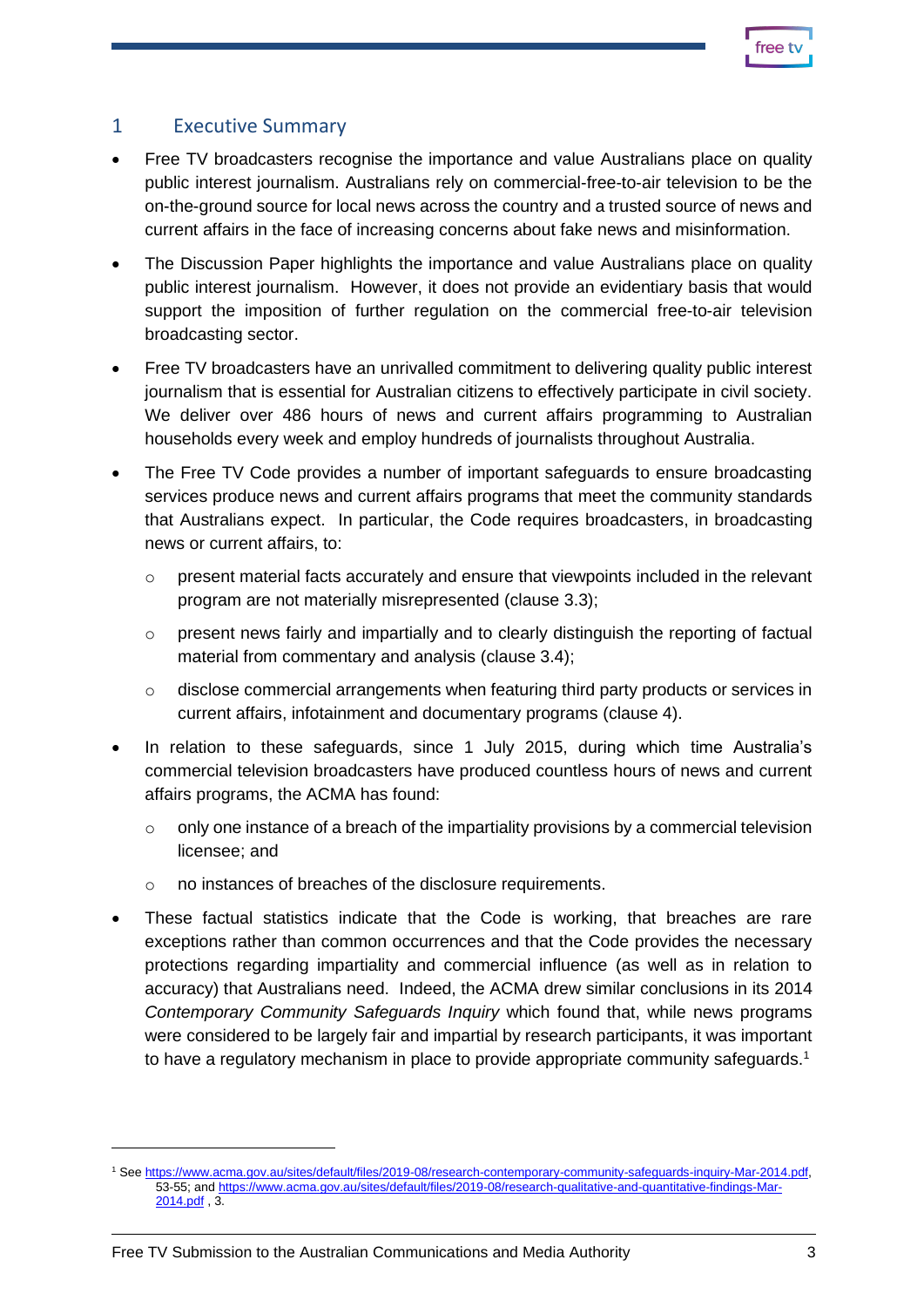## 1 Executive Summary

- Free TV broadcasters recognise the importance and value Australians place on quality public interest journalism. Australians rely on commercial-free-to-air television to be the on-the-ground source for local news across the country and a trusted source of news and current affairs in the face of increasing concerns about fake news and misinformation.
- The Discussion Paper highlights the importance and value Australians place on quality public interest journalism. However, it does not provide an evidentiary basis that would support the imposition of further regulation on the commercial free-to-air television broadcasting sector.
- Free TV broadcasters have an unrivalled commitment to delivering quality public interest journalism that is essential for Australian citizens to effectively participate in civil society. We deliver over 486 hours of news and current affairs programming to Australian households every week and employ hundreds of journalists throughout Australia.
- The Free TV Code provides a number of important safeguards to ensure broadcasting services produce news and current affairs programs that meet the community standards that Australians expect. In particular, the Code requires broadcasters, in broadcasting news or current affairs, to:
  - present material facts accurately and ensure that viewpoints included in the relevant program are not materially misrepresented (clause 3.3);
  - present news fairly and impartially and to clearly distinguish the reporting of factual material from commentary and analysis (clause 3.4);
  - disclose commercial arrangements when featuring third party products or services in current affairs, infotainment and documentary programs (clause 4).
- In relation to these safeguards, since 1 July 2015, during which time Australia's commercial television broadcasters have produced countless hours of news and current affairs programs, the ACMA has found:
  - only one instance of a breach of the impartiality provisions by a commercial television licensee; and
  - no instances of breaches of the disclosure requirements.
- These factual statistics indicate that the Code is working, that breaches are rare exceptions rather than common occurrences and that the Code provides the necessary protections regarding impartiality and commercial influence (as well as in relation to accuracy) that Australians need. Indeed, the ACMA drew similar conclusions in its 2014 *Contemporary Community Safeguards Inquiry* which found that, while news programs were considered to be largely fair and impartial by research participants, it was important to have a regulatory mechanism in place to provide appropriate community safeguards.[1]

---

[1] See https://www.acma.gov.au/sites/default/files/2019-08/research-contemporary-community-safeguards-inquiry-Mar-2014.pdf, 53-55; and https://www.acma.gov.au/sites/default/files/2019-08/research-qualitative-and-quantitative-findings-Mar-2014.pdf , 3.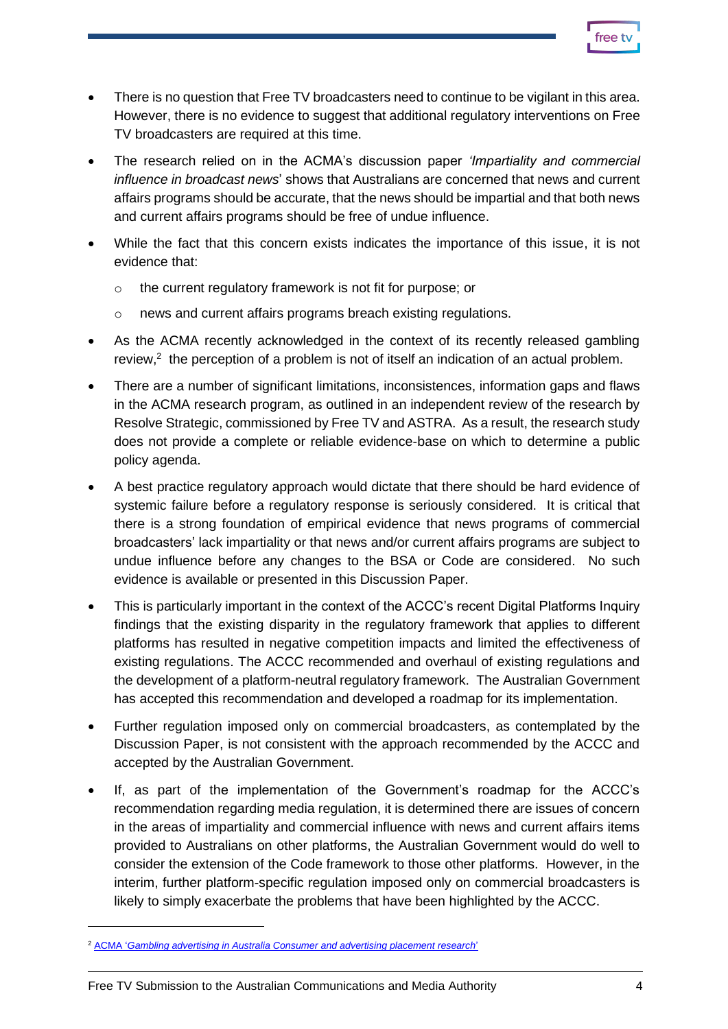- There is no question that Free TV broadcasters need to continue to be vigilant in this area. However, there is no evidence to suggest that additional regulatory interventions on Free TV broadcasters are required at this time.
- The research relied on in the ACMA's discussion paper *'Impartiality and commercial influence in broadcast news*' shows that Australians are concerned that news and current affairs programs should be accurate, that the news should be impartial and that both news and current affairs programs should be free of undue influence.
- While the fact that this concern exists indicates the importance of this issue, it is not evidence that:
    - the current regulatory framework is not fit for purpose; or
    - news and current affairs programs breach existing regulations.
- As the ACMA recently acknowledged in the context of its recently released gambling review,[2] the perception of a problem is not of itself an indication of an actual problem.
- There are a number of significant limitations, inconsistences, information gaps and flaws in the ACMA research program, as outlined in an independent review of the research by Resolve Strategic, commissioned by Free TV and ASTRA. As a result, the research study does not provide a complete or reliable evidence-base on which to determine a public policy agenda.
- A best practice regulatory approach would dictate that there should be hard evidence of systemic failure before a regulatory response is seriously considered. It is critical that there is a strong foundation of empirical evidence that news programs of commercial broadcasters' lack impartiality or that news and/or current affairs programs are subject to undue influence before any changes to the BSA or Code are considered. No such evidence is available or presented in this Discussion Paper.
- This is particularly important in the context of the ACCC's recent Digital Platforms Inquiry findings that the existing disparity in the regulatory framework that applies to different platforms has resulted in negative competition impacts and limited the effectiveness of existing regulations. The ACCC recommended and overhaul of existing regulations and the development of a platform-neutral regulatory framework. The Australian Government has accepted this recommendation and developed a roadmap for its implementation.
- Further regulation imposed only on commercial broadcasters, as contemplated by the Discussion Paper, is not consistent with the approach recommended by the ACCC and accepted by the Australian Government.
- If, as part of the implementation of the Government's roadmap for the ACCC's recommendation regarding media regulation, it is determined there are issues of concern in the areas of impartiality and commercial influence with news and current affairs items provided to Australians on other platforms, the Australian Government would do well to consider the extension of the Code framework to those other platforms. However, in the interim, further platform-specific regulation imposed only on commercial broadcasters is likely to simply exacerbate the problems that have been highlighted by the ACCC.

---

[2] ACMA '*Gambling advertising in Australia Consumer and advertising placement research*'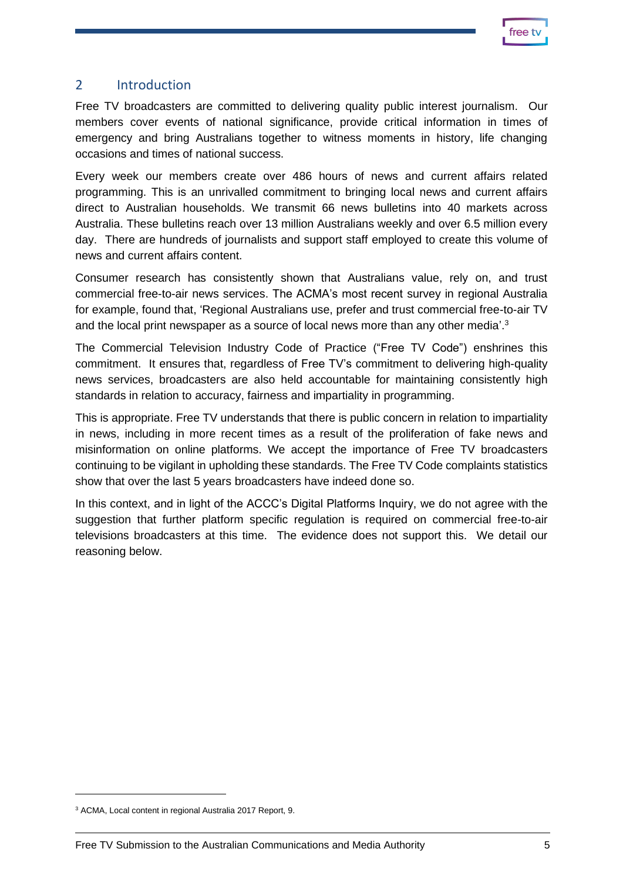## 2 Introduction

Free TV broadcasters are committed to delivering quality public interest journalism. Our members cover events of national significance, provide critical information in times of emergency and bring Australians together to witness moments in history, life changing occasions and times of national success.

Every week our members create over 486 hours of news and current affairs related programming. This is an unrivalled commitment to bringing local news and current affairs direct to Australian households. We transmit 66 news bulletins into 40 markets across Australia. These bulletins reach over 13 million Australians weekly and over 6.5 million every day. There are hundreds of journalists and support staff employed to create this volume of news and current affairs content.

Consumer research has consistently shown that Australians value, rely on, and trust commercial free-to-air news services. The ACMA's most recent survey in regional Australia for example, found that, 'Regional Australians use, prefer and trust commercial free-to-air TV and the local print newspaper as a source of local news more than any other media'.[3]

The Commercial Television Industry Code of Practice ("Free TV Code") enshrines this commitment. It ensures that, regardless of Free TV's commitment to delivering high-quality news services, broadcasters are also held accountable for maintaining consistently high standards in relation to accuracy, fairness and impartiality in programming.

This is appropriate. Free TV understands that there is public concern in relation to impartiality in news, including in more recent times as a result of the proliferation of fake news and misinformation on online platforms. We accept the importance of Free TV broadcasters continuing to be vigilant in upholding these standards. The Free TV Code complaints statistics show that over the last 5 years broadcasters have indeed done so.

In this context, and in light of the ACCC's Digital Platforms Inquiry, we do not agree with the suggestion that further platform specific regulation is required on commercial free-to-air televisions broadcasters at this time. The evidence does not support this. We detail our reasoning below.

[3] ACMA, Local content in regional Australia 2017 Report, 9.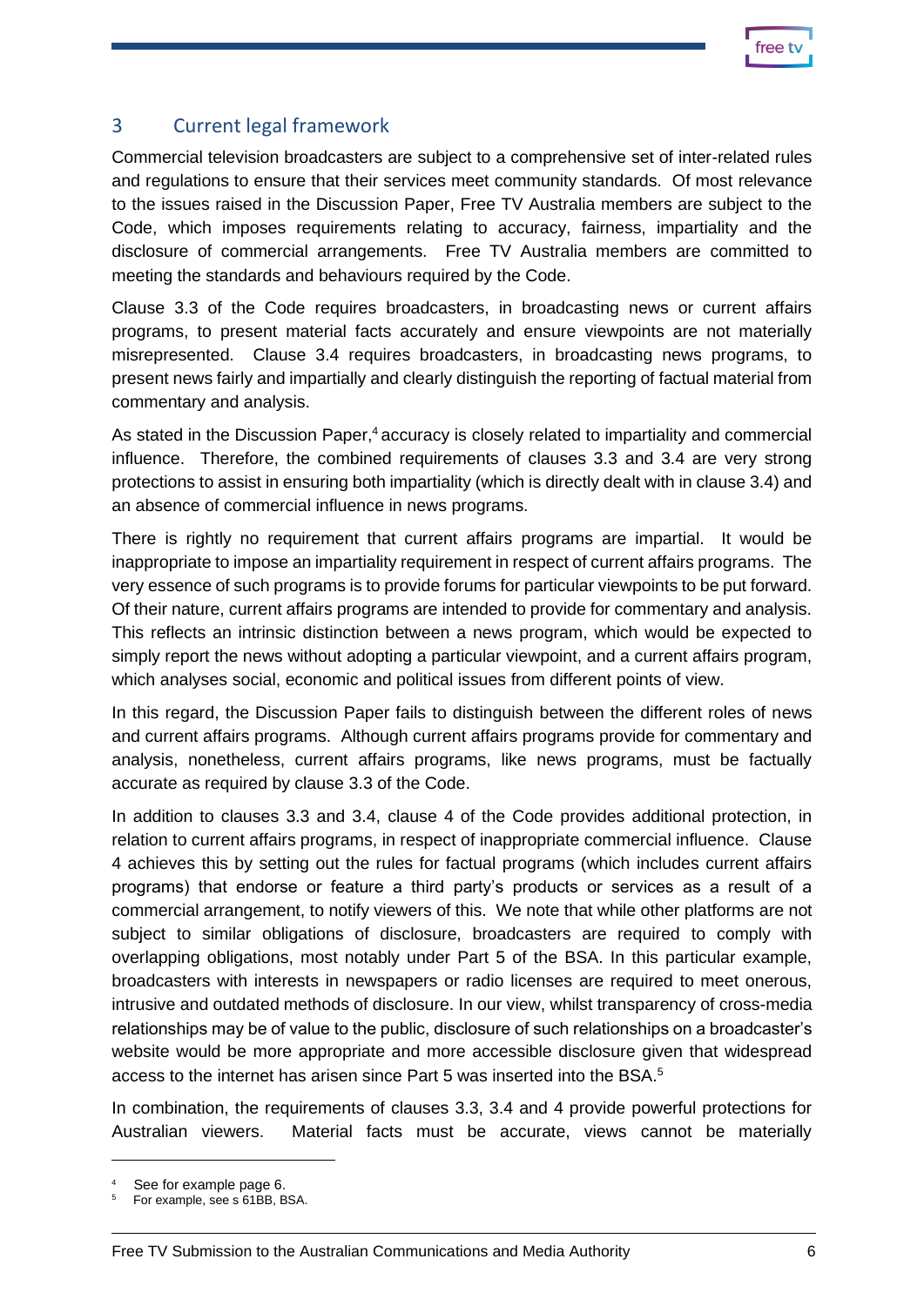## 3 Current legal framework

Commercial television broadcasters are subject to a comprehensive set of inter-related rules and regulations to ensure that their services meet community standards. Of most relevance to the issues raised in the Discussion Paper, Free TV Australia members are subject to the Code, which imposes requirements relating to accuracy, fairness, impartiality and the disclosure of commercial arrangements. Free TV Australia members are committed to meeting the standards and behaviours required by the Code.

Clause 3.3 of the Code requires broadcasters, in broadcasting news or current affairs programs, to present material facts accurately and ensure viewpoints are not materially misrepresented. Clause 3.4 requires broadcasters, in broadcasting news programs, to present news fairly and impartially and clearly distinguish the reporting of factual material from commentary and analysis.

As stated in the Discussion Paper,[4] accuracy is closely related to impartiality and commercial influence. Therefore, the combined requirements of clauses 3.3 and 3.4 are very strong protections to assist in ensuring both impartiality (which is directly dealt with in clause 3.4) and an absence of commercial influence in news programs.

There is rightly no requirement that current affairs programs are impartial. It would be inappropriate to impose an impartiality requirement in respect of current affairs programs. The very essence of such programs is to provide forums for particular viewpoints to be put forward. Of their nature, current affairs programs are intended to provide for commentary and analysis. This reflects an intrinsic distinction between a news program, which would be expected to simply report the news without adopting a particular viewpoint, and a current affairs program, which analyses social, economic and political issues from different points of view.

In this regard, the Discussion Paper fails to distinguish between the different roles of news and current affairs programs. Although current affairs programs provide for commentary and analysis, nonetheless, current affairs programs, like news programs, must be factually accurate as required by clause 3.3 of the Code.

In addition to clauses 3.3 and 3.4, clause 4 of the Code provides additional protection, in relation to current affairs programs, in respect of inappropriate commercial influence. Clause 4 achieves this by setting out the rules for factual programs (which includes current affairs programs) that endorse or feature a third party's products or services as a result of a commercial arrangement, to notify viewers of this. We note that while other platforms are not subject to similar obligations of disclosure, broadcasters are required to comply with overlapping obligations, most notably under Part 5 of the BSA. In this particular example, broadcasters with interests in newspapers or radio licenses are required to meet onerous, intrusive and outdated methods of disclosure. In our view, whilst transparency of cross-media relationships may be of value to the public, disclosure of such relationships on a broadcaster's website would be more appropriate and more accessible disclosure given that widespread access to the internet has arisen since Part 5 was inserted into the BSA.[5]

In combination, the requirements of clauses 3.3, 3.4 and 4 provide powerful protections for Australian viewers. Material facts must be accurate, views cannot be materially

---

[4] See for example page 6.

[5] For example, see s 61BB, BSA.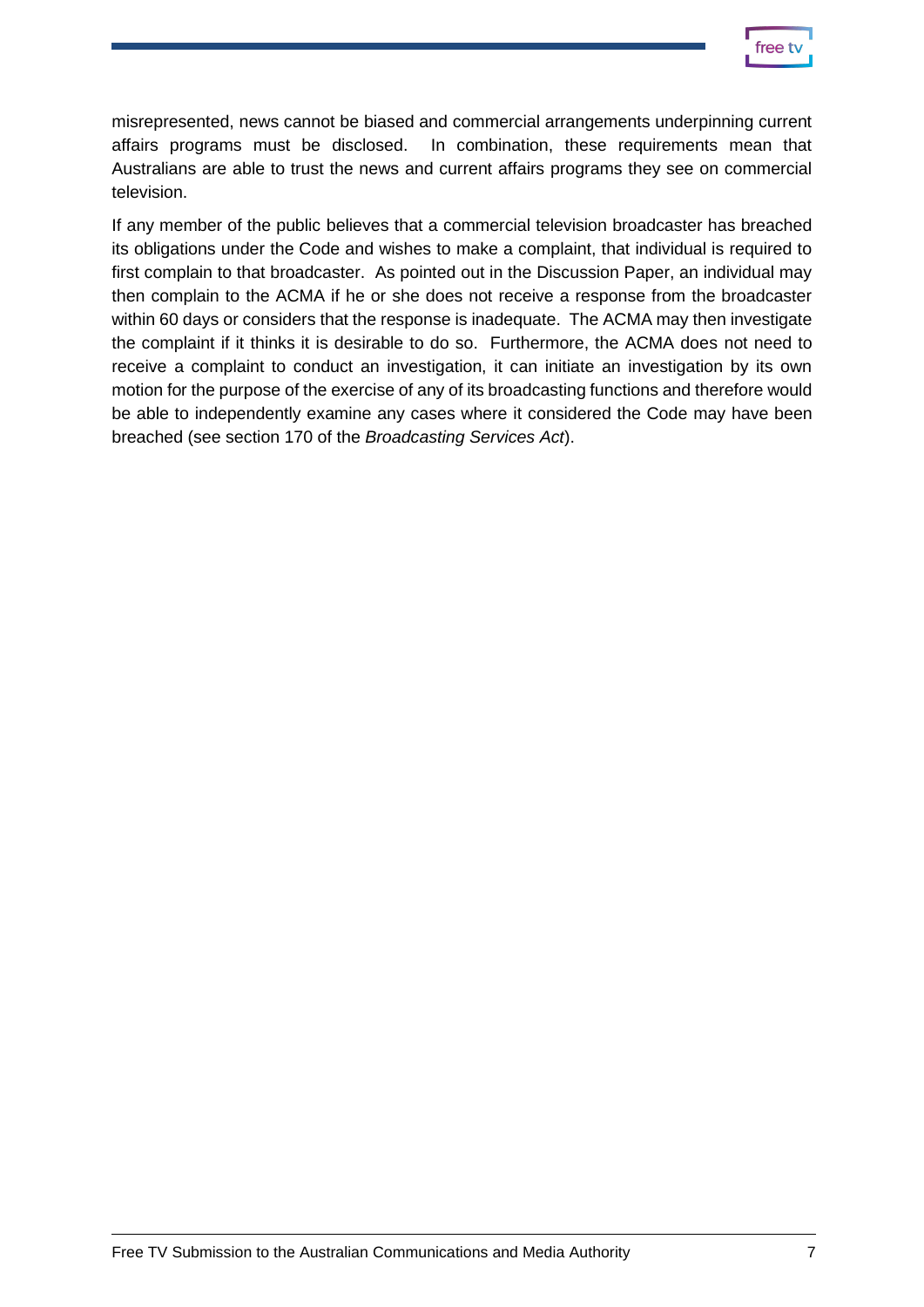misrepresented, news cannot be biased and commercial arrangements underpinning current affairs programs must be disclosed. In combination, these requirements mean that Australians are able to trust the news and current affairs programs they see on commercial television.

If any member of the public believes that a commercial television broadcaster has breached its obligations under the Code and wishes to make a complaint, that individual is required to first complain to that broadcaster. As pointed out in the Discussion Paper, an individual may then complain to the ACMA if he or she does not receive a response from the broadcaster within 60 days or considers that the response is inadequate. The ACMA may then investigate the complaint if it thinks it is desirable to do so. Furthermore, the ACMA does not need to receive a complaint to conduct an investigation, it can initiate an investigation by its own motion for the purpose of the exercise of any of its broadcasting functions and therefore would be able to independently examine any cases where it considered the Code may have been breached (see section 170 of the *Broadcasting Services Act*).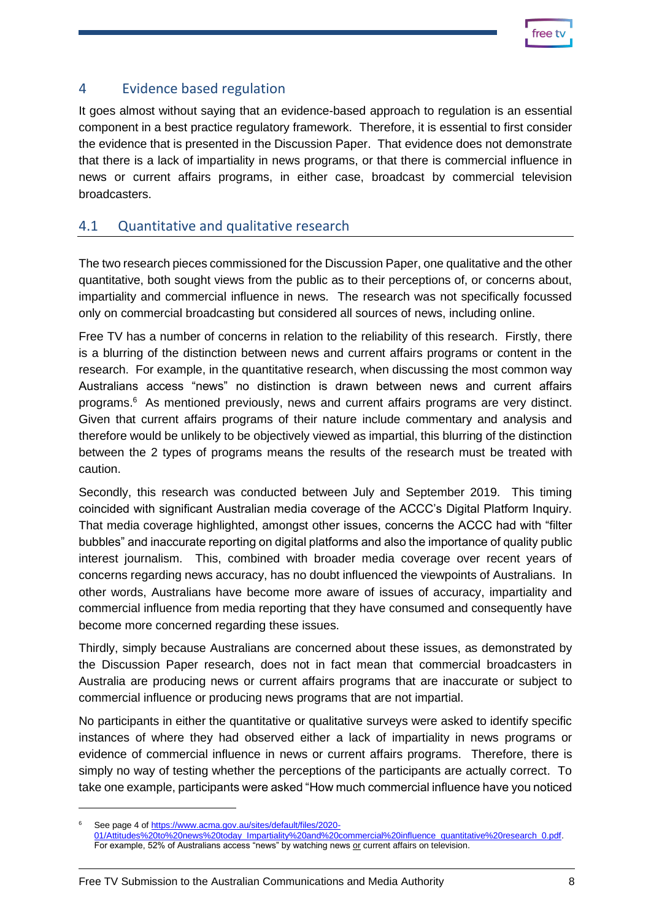## 4 Evidence based regulation

It goes almost without saying that an evidence-based approach to regulation is an essential component in a best practice regulatory framework. Therefore, it is essential to first consider the evidence that is presented in the Discussion Paper. That evidence does not demonstrate that there is a lack of impartiality in news programs, or that there is commercial influence in news or current affairs programs, in either case, broadcast by commercial television broadcasters.

### 4.1 Quantitative and qualitative research

The two research pieces commissioned for the Discussion Paper, one qualitative and the other quantitative, both sought views from the public as to their perceptions of, or concerns about, impartiality and commercial influence in news. The research was not specifically focussed only on commercial broadcasting but considered all sources of news, including online.

Free TV has a number of concerns in relation to the reliability of this research. Firstly, there is a blurring of the distinction between news and current affairs programs or content in the research. For example, in the quantitative research, when discussing the most common way Australians access "news" no distinction is drawn between news and current affairs programs.[6] As mentioned previously, news and current affairs programs are very distinct. Given that current affairs programs of their nature include commentary and analysis and therefore would be unlikely to be objectively viewed as impartial, this blurring of the distinction between the 2 types of programs means the results of the research must be treated with caution.

Secondly, this research was conducted between July and September 2019. This timing coincided with significant Australian media coverage of the ACCC's Digital Platform Inquiry. That media coverage highlighted, amongst other issues, concerns the ACCC had with "filter bubbles" and inaccurate reporting on digital platforms and also the importance of quality public interest journalism. This, combined with broader media coverage over recent years of concerns regarding news accuracy, has no doubt influenced the viewpoints of Australians. In other words, Australians have become more aware of issues of accuracy, impartiality and commercial influence from media reporting that they have consumed and consequently have become more concerned regarding these issues.

Thirdly, simply because Australians are concerned about these issues, as demonstrated by the Discussion Paper research, does not in fact mean that commercial broadcasters in Australia are producing news or current affairs programs that are inaccurate or subject to commercial influence or producing news programs that are not impartial.

No participants in either the quantitative or qualitative surveys were asked to identify specific instances of where they had observed either a lack of impartiality in news programs or evidence of commercial influence in news or current affairs programs. Therefore, there is simply no way of testing whether the perceptions of the participants are actually correct. To take one example, participants were asked "How much commercial influence have you noticed

---

[6] See page 4 of https://www.acma.gov.au/sites/default/files/2020-01/Attitudes%20to%20news%20today_Impartiality%20and%20commercial%20influence_quantitative%20research_0.pdf. For example, 52% of Australians access "news" by watching news or current affairs on television.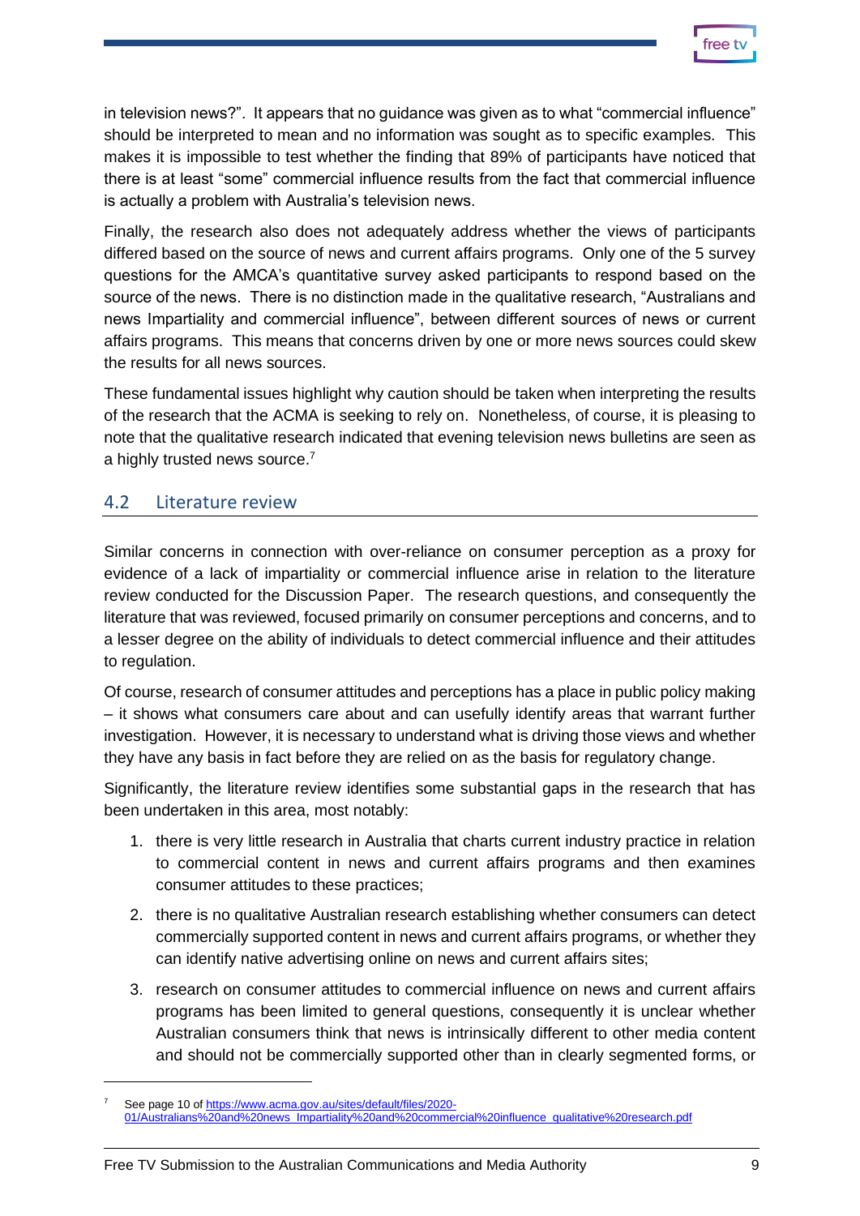in television news?". It appears that no guidance was given as to what "commercial influence" should be interpreted to mean and no information was sought as to specific examples. This makes it is impossible to test whether the finding that 89% of participants have noticed that there is at least "some" commercial influence results from the fact that commercial influence is actually a problem with Australia's television news.

Finally, the research also does not adequately address whether the views of participants differed based on the source of news and current affairs programs. Only one of the 5 survey questions for the AMCA's quantitative survey asked participants to respond based on the source of the news. There is no distinction made in the qualitative research, "Australians and news Impartiality and commercial influence", between different sources of news or current affairs programs. This means that concerns driven by one or more news sources could skew the results for all news sources.

These fundamental issues highlight why caution should be taken when interpreting the results of the research that the ACMA is seeking to rely on. Nonetheless, of course, it is pleasing to note that the qualitative research indicated that evening television news bulletins are seen as a highly trusted news source.[7]

## 4.2 Literature review

Similar concerns in connection with over-reliance on consumer perception as a proxy for evidence of a lack of impartiality or commercial influence arise in relation to the literature review conducted for the Discussion Paper. The research questions, and consequently the literature that was reviewed, focused primarily on consumer perceptions and concerns, and to a lesser degree on the ability of individuals to detect commercial influence and their attitudes to regulation.

Of course, research of consumer attitudes and perceptions has a place in public policy making – it shows what consumers care about and can usefully identify areas that warrant further investigation. However, it is necessary to understand what is driving those views and whether they have any basis in fact before they are relied on as the basis for regulatory change.

Significantly, the literature review identifies some substantial gaps in the research that has been undertaken in this area, most notably:

1. there is very little research in Australia that charts current industry practice in relation to commercial content in news and current affairs programs and then examines consumer attitudes to these practices;
2. there is no qualitative Australian research establishing whether consumers can detect commercially supported content in news and current affairs programs, or whether they can identify native advertising online on news and current affairs sites;
3. research on consumer attitudes to commercial influence on news and current affairs programs has been limited to general questions, consequently it is unclear whether Australian consumers think that news is intrinsically different to other media content and should not be commercially supported other than in clearly segmented forms, or

---

[7] See page 10 of https://www.acma.gov.au/sites/default/files/2020-01/Australians%20and%20news_Impartiality%20and%20commercial%20influence_qualitative%20research.pdf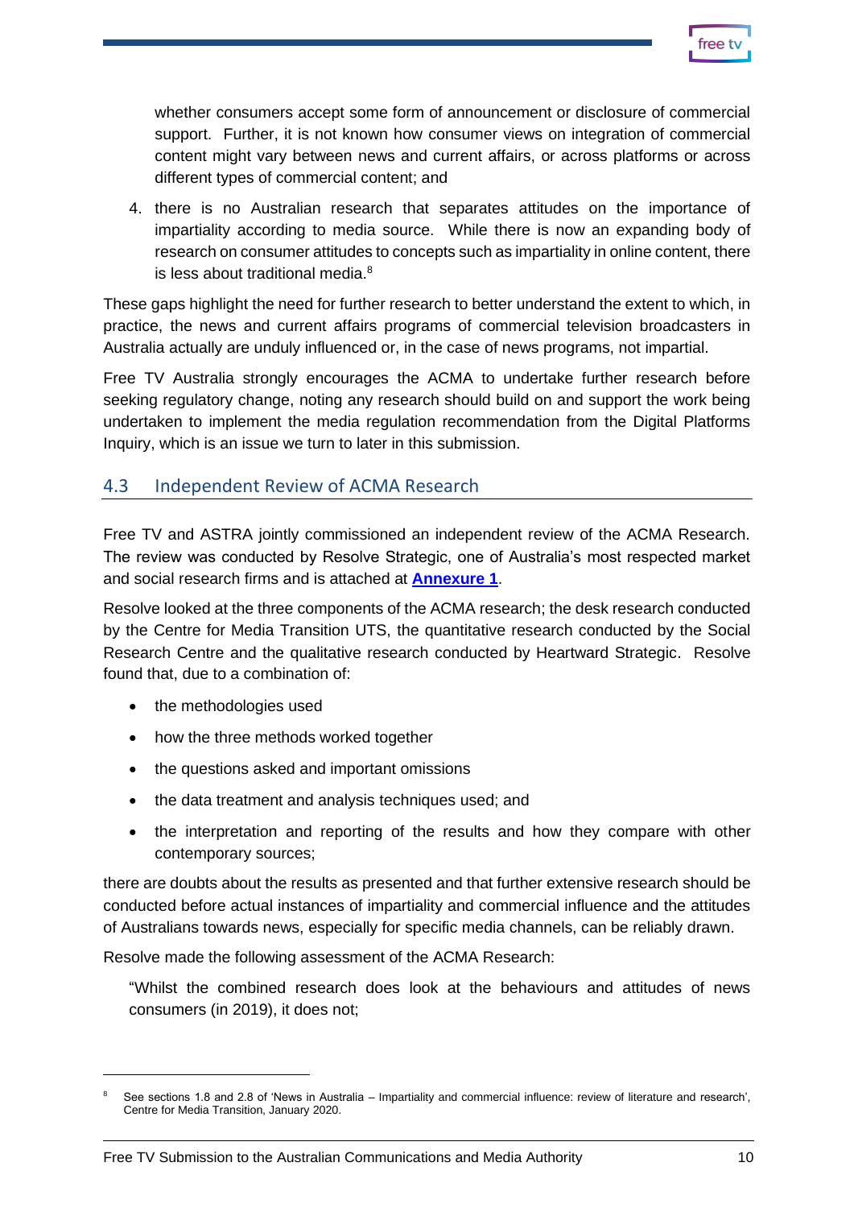whether consumers accept some form of announcement or disclosure of commercial support. Further, it is not known how consumer views on integration of commercial content might vary between news and current affairs, or across platforms or across different types of commercial content; and

4. there is no Australian research that separates attitudes on the importance of impartiality according to media source. While there is now an expanding body of research on consumer attitudes to concepts such as impartiality in online content, there is less about traditional media.[8]

These gaps highlight the need for further research to better understand the extent to which, in practice, the news and current affairs programs of commercial television broadcasters in Australia actually are unduly influenced or, in the case of news programs, not impartial.

Free TV Australia strongly encourages the ACMA to undertake further research before seeking regulatory change, noting any research should build on and support the work being undertaken to implement the media regulation recommendation from the Digital Platforms Inquiry, which is an issue we turn to later in this submission.

## 4.3 Independent Review of ACMA Research

Free TV and ASTRA jointly commissioned an independent review of the ACMA Research. The review was conducted by Resolve Strategic, one of Australia's most respected market and social research firms and is attached at **Annexure 1**.

Resolve looked at the three components of the ACMA research; the desk research conducted by the Centre for Media Transition UTS, the quantitative research conducted by the Social Research Centre and the qualitative research conducted by Heartward Strategic. Resolve found that, due to a combination of:

- the methodologies used
- how the three methods worked together
- the questions asked and important omissions
- the data treatment and analysis techniques used; and
- the interpretation and reporting of the results and how they compare with other contemporary sources;

there are doubts about the results as presented and that further extensive research should be conducted before actual instances of impartiality and commercial influence and the attitudes of Australians towards news, especially for specific media channels, can be reliably drawn.

Resolve made the following assessment of the ACMA Research:

> "Whilst the combined research does look at the behaviours and attitudes of news consumers (in 2019), it does not;

[8] See sections 1.8 and 2.8 of 'News in Australia – Impartiality and commercial influence: review of literature and research', Centre for Media Transition, January 2020.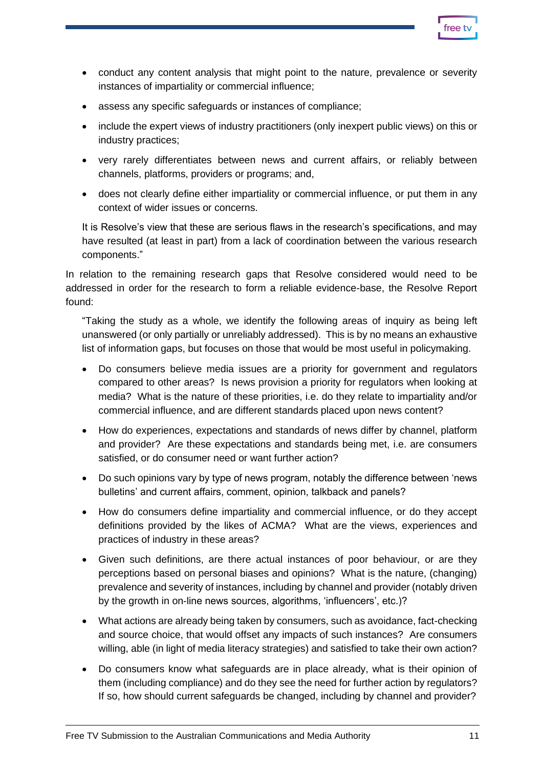- conduct any content analysis that might point to the nature, prevalence or severity instances of impartiality or commercial influence;
- assess any specific safeguards or instances of compliance;
- include the expert views of industry practitioners (only inexpert public views) on this or industry practices;
- very rarely differentiates between news and current affairs, or reliably between channels, platforms, providers or programs; and,
- does not clearly define either impartiality or commercial influence, or put them in any context of wider issues or concerns.

It is Resolve's view that these are serious flaws in the research's specifications, and may have resulted (at least in part) from a lack of coordination between the various research components."

In relation to the remaining research gaps that Resolve considered would need to be addressed in order for the research to form a reliable evidence-base, the Resolve Report found:

"Taking the study as a whole, we identify the following areas of inquiry as being left unanswered (or only partially or unreliably addressed). This is by no means an exhaustive list of information gaps, but focuses on those that would be most useful in policymaking.

- Do consumers believe media issues are a priority for government and regulators compared to other areas? Is news provision a priority for regulators when looking at media? What is the nature of these priorities, i.e. do they relate to impartiality and/or commercial influence, and are different standards placed upon news content?
- How do experiences, expectations and standards of news differ by channel, platform and provider? Are these expectations and standards being met, i.e. are consumers satisfied, or do consumer need or want further action?
- Do such opinions vary by type of news program, notably the difference between 'news bulletins' and current affairs, comment, opinion, talkback and panels?
- How do consumers define impartiality and commercial influence, or do they accept definitions provided by the likes of ACMA? What are the views, experiences and practices of industry in these areas?
- Given such definitions, are there actual instances of poor behaviour, or are they perceptions based on personal biases and opinions? What is the nature, (changing) prevalence and severity of instances, including by channel and provider (notably driven by the growth in on-line news sources, algorithms, 'influencers', etc.)?
- What actions are already being taken by consumers, such as avoidance, fact-checking and source choice, that would offset any impacts of such instances? Are consumers willing, able (in light of media literacy strategies) and satisfied to take their own action?
- Do consumers know what safeguards are in place already, what is their opinion of them (including compliance) and do they see the need for further action by regulators? If so, how should current safeguards be changed, including by channel and provider?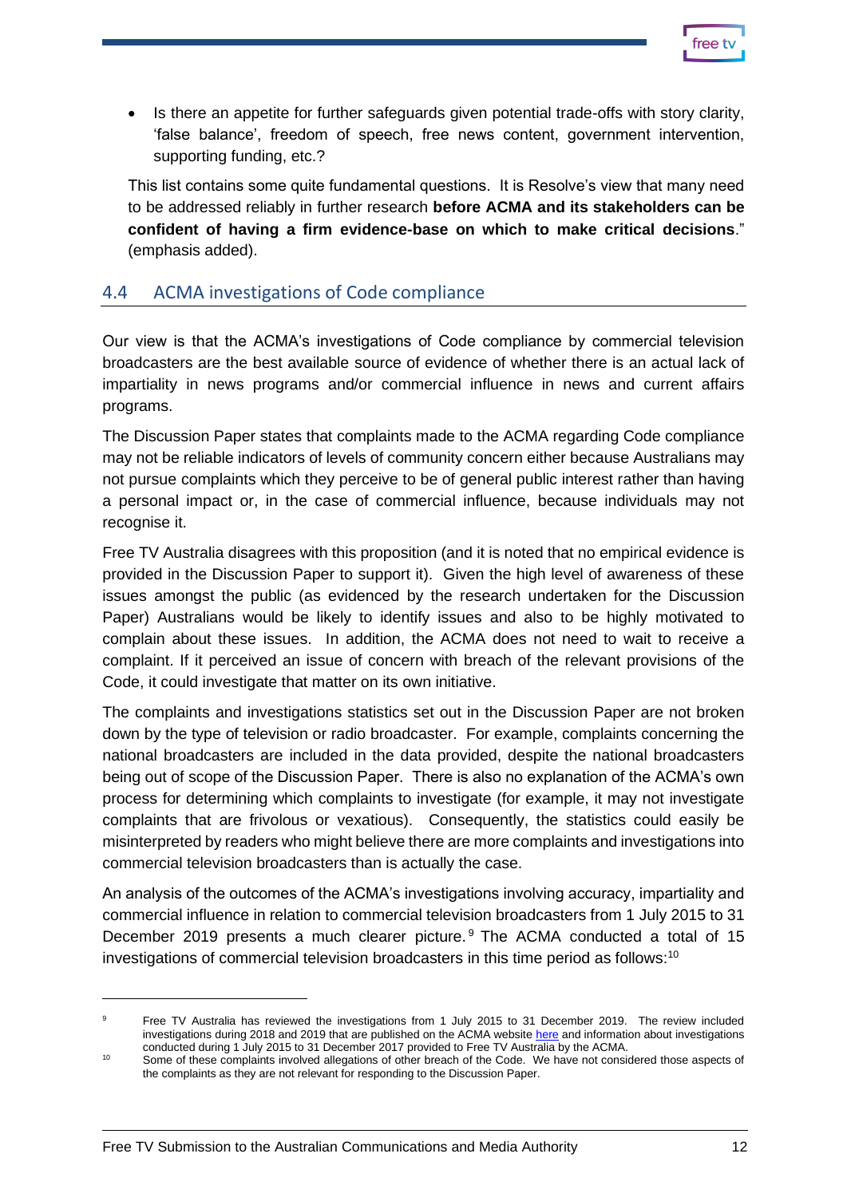- Is there an appetite for further safeguards given potential trade-offs with story clarity, 'false balance', freedom of speech, free news content, government intervention, supporting funding, etc.?

This list contains some quite fundamental questions. It is Resolve's view that many need to be addressed reliably in further research **before ACMA and its stakeholders can be confident of having a firm evidence-base on which to make critical decisions**." (emphasis added).

## 4.4 ACMA investigations of Code compliance

Our view is that the ACMA's investigations of Code compliance by commercial television broadcasters are the best available source of evidence of whether there is an actual lack of impartiality in news programs and/or commercial influence in news and current affairs programs.

The Discussion Paper states that complaints made to the ACMA regarding Code compliance may not be reliable indicators of levels of community concern either because Australians may not pursue complaints which they perceive to be of general public interest rather than having a personal impact or, in the case of commercial influence, because individuals may not recognise it.

Free TV Australia disagrees with this proposition (and it is noted that no empirical evidence is provided in the Discussion Paper to support it). Given the high level of awareness of these issues amongst the public (as evidenced by the research undertaken for the Discussion Paper) Australians would be likely to identify issues and also to be highly motivated to complain about these issues. In addition, the ACMA does not need to wait to receive a complaint. If it perceived an issue of concern with breach of the relevant provisions of the Code, it could investigate that matter on its own initiative.

The complaints and investigations statistics set out in the Discussion Paper are not broken down by the type of television or radio broadcaster. For example, complaints concerning the national broadcasters are included in the data provided, despite the national broadcasters being out of scope of the Discussion Paper. There is also no explanation of the ACMA's own process for determining which complaints to investigate (for example, it may not investigate complaints that are frivolous or vexatious). Consequently, the statistics could easily be misinterpreted by readers who might believe there are more complaints and investigations into commercial television broadcasters than is actually the case.

An analysis of the outcomes of the ACMA's investigations involving accuracy, impartiality and commercial influence in relation to commercial television broadcasters from 1 July 2015 to 31 December 2019 presents a much clearer picture.[9] The ACMA conducted a total of 15 investigations of commercial television broadcasters in this time period as follows:[10]

---

[9] Free TV Australia has reviewed the investigations from 1 July 2015 to 31 December 2019. The review included investigations during 2018 and 2019 that are published on the ACMA website here and information about investigations conducted during 1 July 2015 to 31 December 2017 provided to Free TV Australia by the ACMA.

[10] Some of these complaints involved allegations of other breach of the Code. We have not considered those aspects of the complaints as they are not relevant for responding to the Discussion Paper.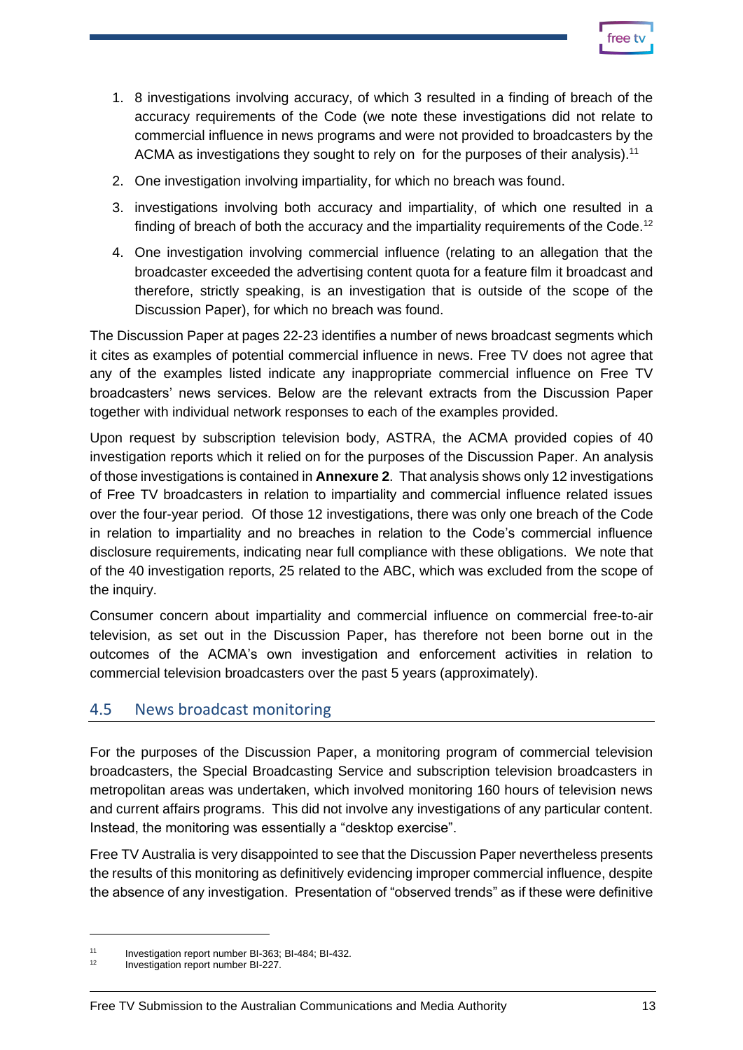1. 8 investigations involving accuracy, of which 3 resulted in a finding of breach of the accuracy requirements of the Code (we note these investigations did not relate to commercial influence in news programs and were not provided to broadcasters by the ACMA as investigations they sought to rely on for the purposes of their analysis).[11]
2. One investigation involving impartiality, for which no breach was found.
3. investigations involving both accuracy and impartiality, of which one resulted in a finding of breach of both the accuracy and the impartiality requirements of the Code.[12]
4. One investigation involving commercial influence (relating to an allegation that the broadcaster exceeded the advertising content quota for a feature film it broadcast and therefore, strictly speaking, is an investigation that is outside of the scope of the Discussion Paper), for which no breach was found.

The Discussion Paper at pages 22-23 identifies a number of news broadcast segments which it cites as examples of potential commercial influence in news. Free TV does not agree that any of the examples listed indicate any inappropriate commercial influence on Free TV broadcasters' news services. Below are the relevant extracts from the Discussion Paper together with individual network responses to each of the examples provided.

Upon request by subscription television body, ASTRA, the ACMA provided copies of 40 investigation reports which it relied on for the purposes of the Discussion Paper. An analysis of those investigations is contained in **Annexure 2**. That analysis shows only 12 investigations of Free TV broadcasters in relation to impartiality and commercial influence related issues over the four-year period. Of those 12 investigations, there was only one breach of the Code in relation to impartiality and no breaches in relation to the Code's commercial influence disclosure requirements, indicating near full compliance with these obligations. We note that of the 40 investigation reports, 25 related to the ABC, which was excluded from the scope of the inquiry.

Consumer concern about impartiality and commercial influence on commercial free-to-air television, as set out in the Discussion Paper, has therefore not been borne out in the outcomes of the ACMA's own investigation and enforcement activities in relation to commercial television broadcasters over the past 5 years (approximately).

## 4.5 News broadcast monitoring

For the purposes of the Discussion Paper, a monitoring program of commercial television broadcasters, the Special Broadcasting Service and subscription television broadcasters in metropolitan areas was undertaken, which involved monitoring 160 hours of television news and current affairs programs. This did not involve any investigations of any particular content. Instead, the monitoring was essentially a "desktop exercise".

Free TV Australia is very disappointed to see that the Discussion Paper nevertheless presents the results of this monitoring as definitively evidencing improper commercial influence, despite the absence of any investigation. Presentation of "observed trends" as if these were definitive

[11] Investigation report number BI-363; BI-484; BI-432.

[12] Investigation report number BI-227.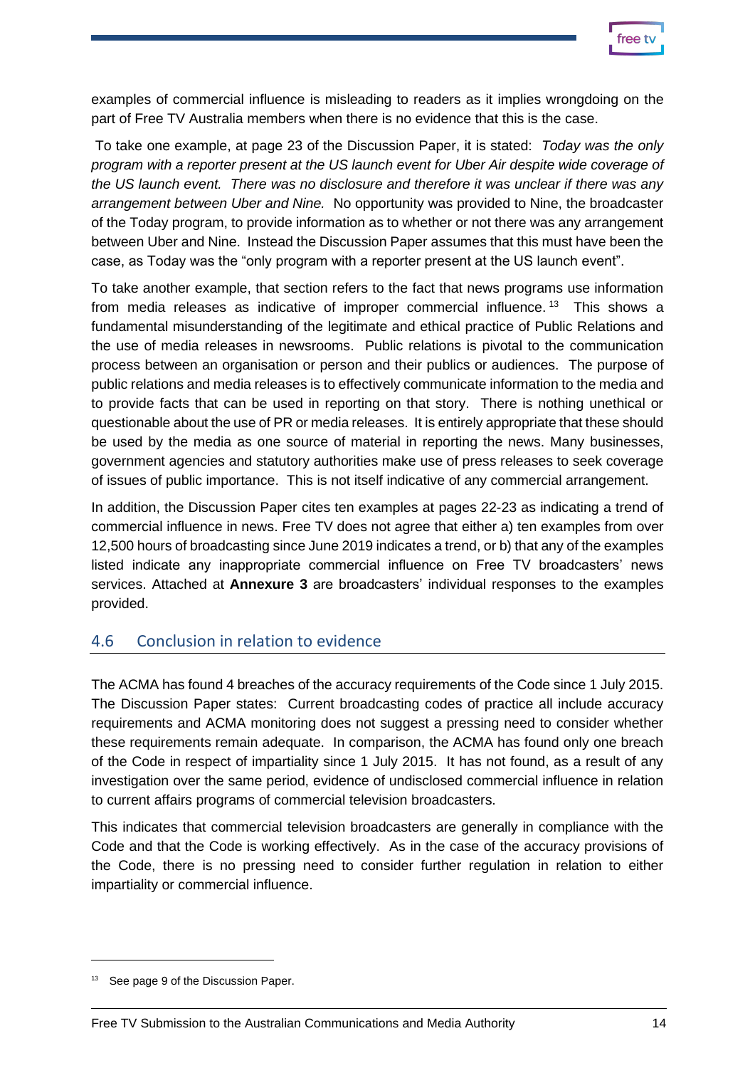examples of commercial influence is misleading to readers as it implies wrongdoing on the part of Free TV Australia members when there is no evidence that this is the case.

To take one example, at page 23 of the Discussion Paper, it is stated: *Today was the only program with a reporter present at the US launch event for Uber Air despite wide coverage of the US launch event. There was no disclosure and therefore it was unclear if there was any arrangement between Uber and Nine.* No opportunity was provided to Nine, the broadcaster of the Today program, to provide information as to whether or not there was any arrangement between Uber and Nine. Instead the Discussion Paper assumes that this must have been the case, as Today was the "only program with a reporter present at the US launch event".

To take another example, that section refers to the fact that news programs use information from media releases as indicative of improper commercial influence.[13] This shows a fundamental misunderstanding of the legitimate and ethical practice of Public Relations and the use of media releases in newsrooms. Public relations is pivotal to the communication process between an organisation or person and their publics or audiences. The purpose of public relations and media releases is to effectively communicate information to the media and to provide facts that can be used in reporting on that story. There is nothing unethical or questionable about the use of PR or media releases. It is entirely appropriate that these should be used by the media as one source of material in reporting the news. Many businesses, government agencies and statutory authorities make use of press releases to seek coverage of issues of public importance. This is not itself indicative of any commercial arrangement.

In addition, the Discussion Paper cites ten examples at pages 22-23 as indicating a trend of commercial influence in news. Free TV does not agree that either a) ten examples from over 12,500 hours of broadcasting since June 2019 indicates a trend, or b) that any of the examples listed indicate any inappropriate commercial influence on Free TV broadcasters' news services. Attached at **Annexure 3** are broadcasters' individual responses to the examples provided.

## 4.6 Conclusion in relation to evidence

The ACMA has found 4 breaches of the accuracy requirements of the Code since 1 July 2015. The Discussion Paper states: Current broadcasting codes of practice all include accuracy requirements and ACMA monitoring does not suggest a pressing need to consider whether these requirements remain adequate. In comparison, the ACMA has found only one breach of the Code in respect of impartiality since 1 July 2015. It has not found, as a result of any investigation over the same period, evidence of undisclosed commercial influence in relation to current affairs programs of commercial television broadcasters.

This indicates that commercial television broadcasters are generally in compliance with the Code and that the Code is working effectively. As in the case of the accuracy provisions of the Code, there is no pressing need to consider further regulation in relation to either impartiality or commercial influence.

[13] See page 9 of the Discussion Paper.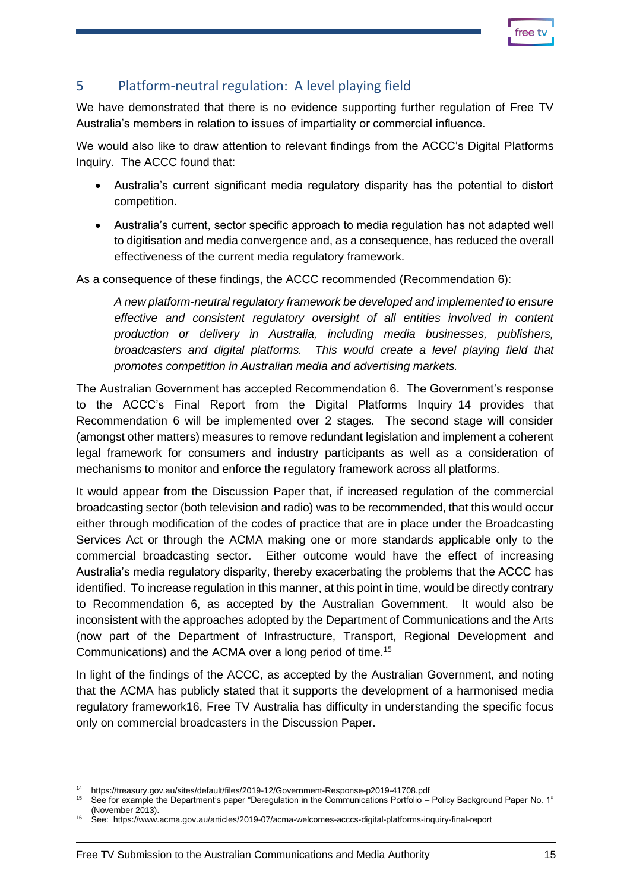## 5 Platform-neutral regulation: A level playing field

We have demonstrated that there is no evidence supporting further regulation of Free TV Australia's members in relation to issues of impartiality or commercial influence.

We would also like to draw attention to relevant findings from the ACCC's Digital Platforms Inquiry. The ACCC found that:

- Australia's current significant media regulatory disparity has the potential to distort competition.
- Australia's current, sector specific approach to media regulation has not adapted well to digitisation and media convergence and, as a consequence, has reduced the overall effectiveness of the current media regulatory framework.

As a consequence of these findings, the ACCC recommended (Recommendation 6):

> *A new platform-neutral regulatory framework be developed and implemented to ensure effective and consistent regulatory oversight of all entities involved in content production or delivery in Australia, including media businesses, publishers, broadcasters and digital platforms. This would create a level playing field that promotes competition in Australian media and advertising markets.*

The Australian Government has accepted Recommendation 6. The Government's response to the ACCC's Final Report from the Digital Platforms Inquiry [14] provides that Recommendation 6 will be implemented over 2 stages. The second stage will consider (amongst other matters) measures to remove redundant legislation and implement a coherent legal framework for consumers and industry participants as well as a consideration of mechanisms to monitor and enforce the regulatory framework across all platforms.

It would appear from the Discussion Paper that, if increased regulation of the commercial broadcasting sector (both television and radio) was to be recommended, that this would occur either through modification of the codes of practice that are in place under the Broadcasting Services Act or through the ACMA making one or more standards applicable only to the commercial broadcasting sector. Either outcome would have the effect of increasing Australia's media regulatory disparity, thereby exacerbating the problems that the ACCC has identified. To increase regulation in this manner, at this point in time, would be directly contrary to Recommendation 6, as accepted by the Australian Government. It would also be inconsistent with the approaches adopted by the Department of Communications and the Arts (now part of the Department of Infrastructure, Transport, Regional Development and Communications) and the ACMA over a long period of time.[15]

In light of the findings of the ACCC, as accepted by the Australian Government, and noting that the ACMA has publicly stated that it supports the development of a harmonised media regulatory framework[16], Free TV Australia has difficulty in understanding the specific focus only on commercial broadcasters in the Discussion Paper.

---

[14] https://treasury.gov.au/sites/default/files/2019-12/Government-Response-p2019-41708.pdf

[15] See for example the Department's paper "Deregulation in the Communications Portfolio – Policy Background Paper No. 1" (November 2013).

[16] See: https://www.acma.gov.au/articles/2019-07/acma-welcomes-acccs-digital-platforms-inquiry-final-report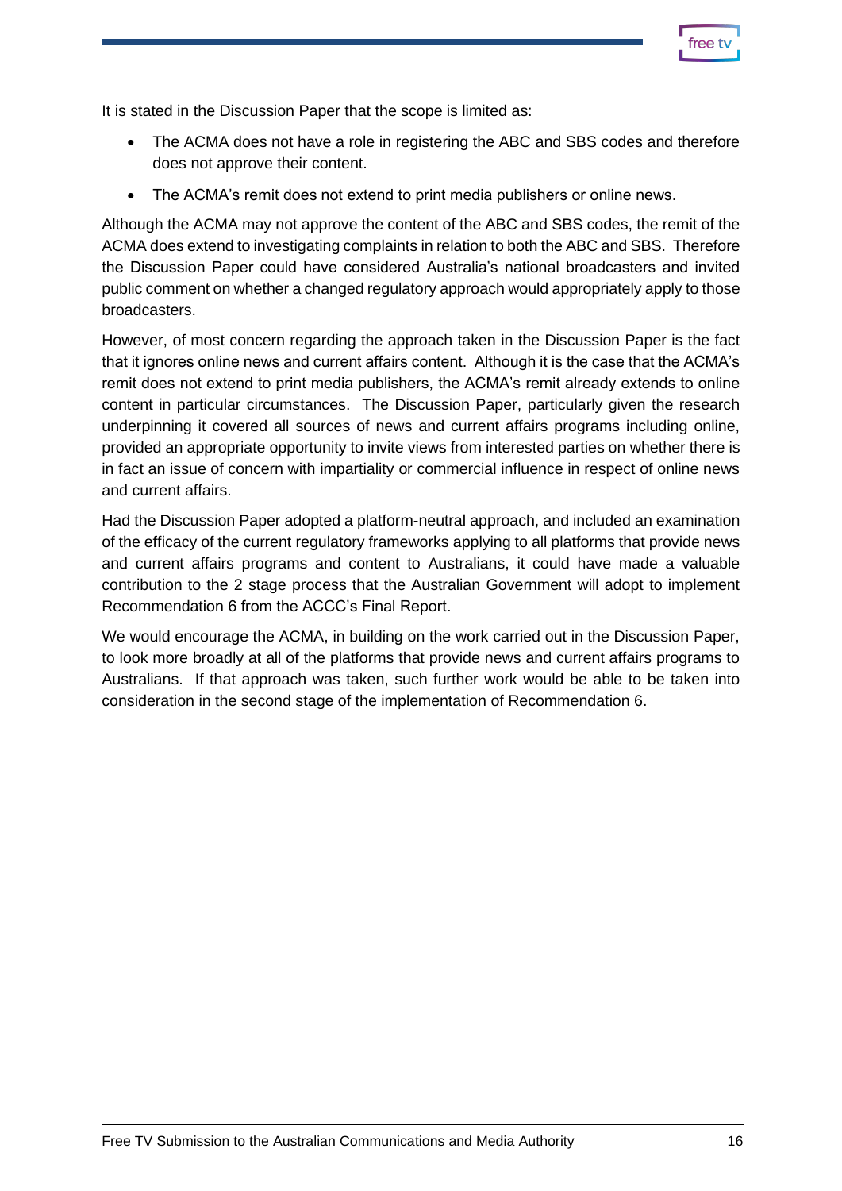It is stated in the Discussion Paper that the scope is limited as:

- The ACMA does not have a role in registering the ABC and SBS codes and therefore does not approve their content.
- The ACMA's remit does not extend to print media publishers or online news.

Although the ACMA may not approve the content of the ABC and SBS codes, the remit of the ACMA does extend to investigating complaints in relation to both the ABC and SBS. Therefore the Discussion Paper could have considered Australia's national broadcasters and invited public comment on whether a changed regulatory approach would appropriately apply to those broadcasters.

However, of most concern regarding the approach taken in the Discussion Paper is the fact that it ignores online news and current affairs content. Although it is the case that the ACMA's remit does not extend to print media publishers, the ACMA's remit already extends to online content in particular circumstances. The Discussion Paper, particularly given the research underpinning it covered all sources of news and current affairs programs including online, provided an appropriate opportunity to invite views from interested parties on whether there is in fact an issue of concern with impartiality or commercial influence in respect of online news and current affairs.

Had the Discussion Paper adopted a platform-neutral approach, and included an examination of the efficacy of the current regulatory frameworks applying to all platforms that provide news and current affairs programs and content to Australians, it could have made a valuable contribution to the 2 stage process that the Australian Government will adopt to implement Recommendation 6 from the ACCC's Final Report.

We would encourage the ACMA, in building on the work carried out in the Discussion Paper, to look more broadly at all of the platforms that provide news and current affairs programs to Australians. If that approach was taken, such further work would be able to be taken into consideration in the second stage of the implementation of Recommendation 6.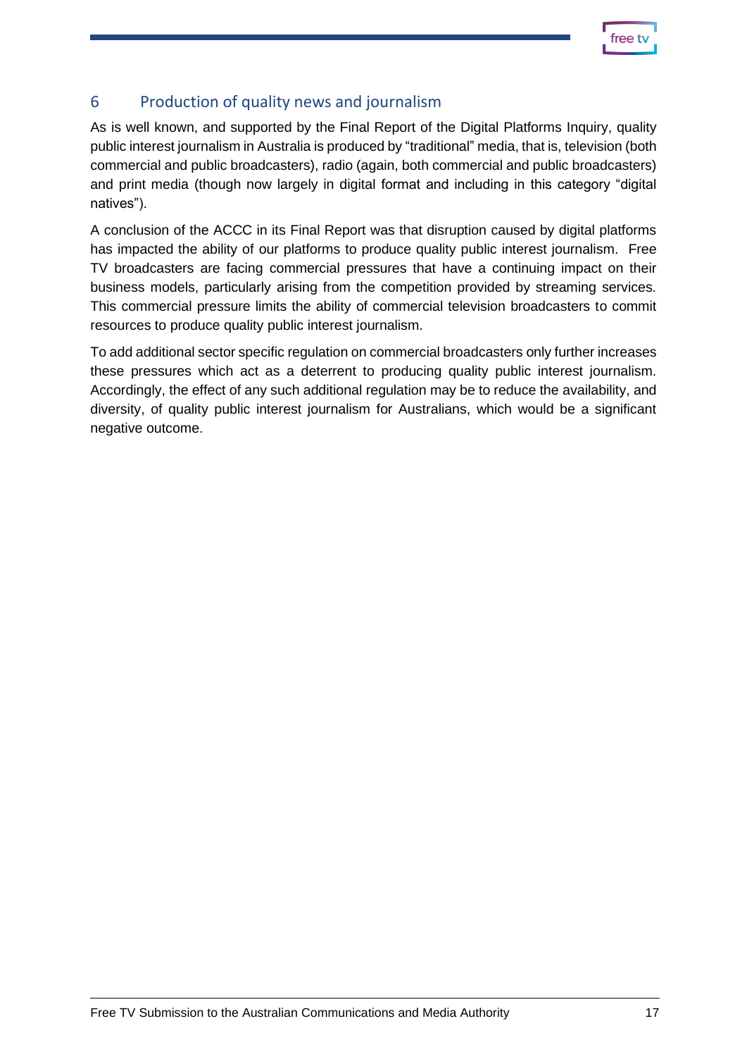## 6 Production of quality news and journalism

As is well known, and supported by the Final Report of the Digital Platforms Inquiry, quality public interest journalism in Australia is produced by "traditional" media, that is, television (both commercial and public broadcasters), radio (again, both commercial and public broadcasters) and print media (though now largely in digital format and including in this category "digital natives").

A conclusion of the ACCC in its Final Report was that disruption caused by digital platforms has impacted the ability of our platforms to produce quality public interest journalism. Free TV broadcasters are facing commercial pressures that have a continuing impact on their business models, particularly arising from the competition provided by streaming services. This commercial pressure limits the ability of commercial television broadcasters to commit resources to produce quality public interest journalism.

To add additional sector specific regulation on commercial broadcasters only further increases these pressures which act as a deterrent to producing quality public interest journalism. Accordingly, the effect of any such additional regulation may be to reduce the availability, and diversity, of quality public interest journalism for Australians, which would be a significant negative outcome.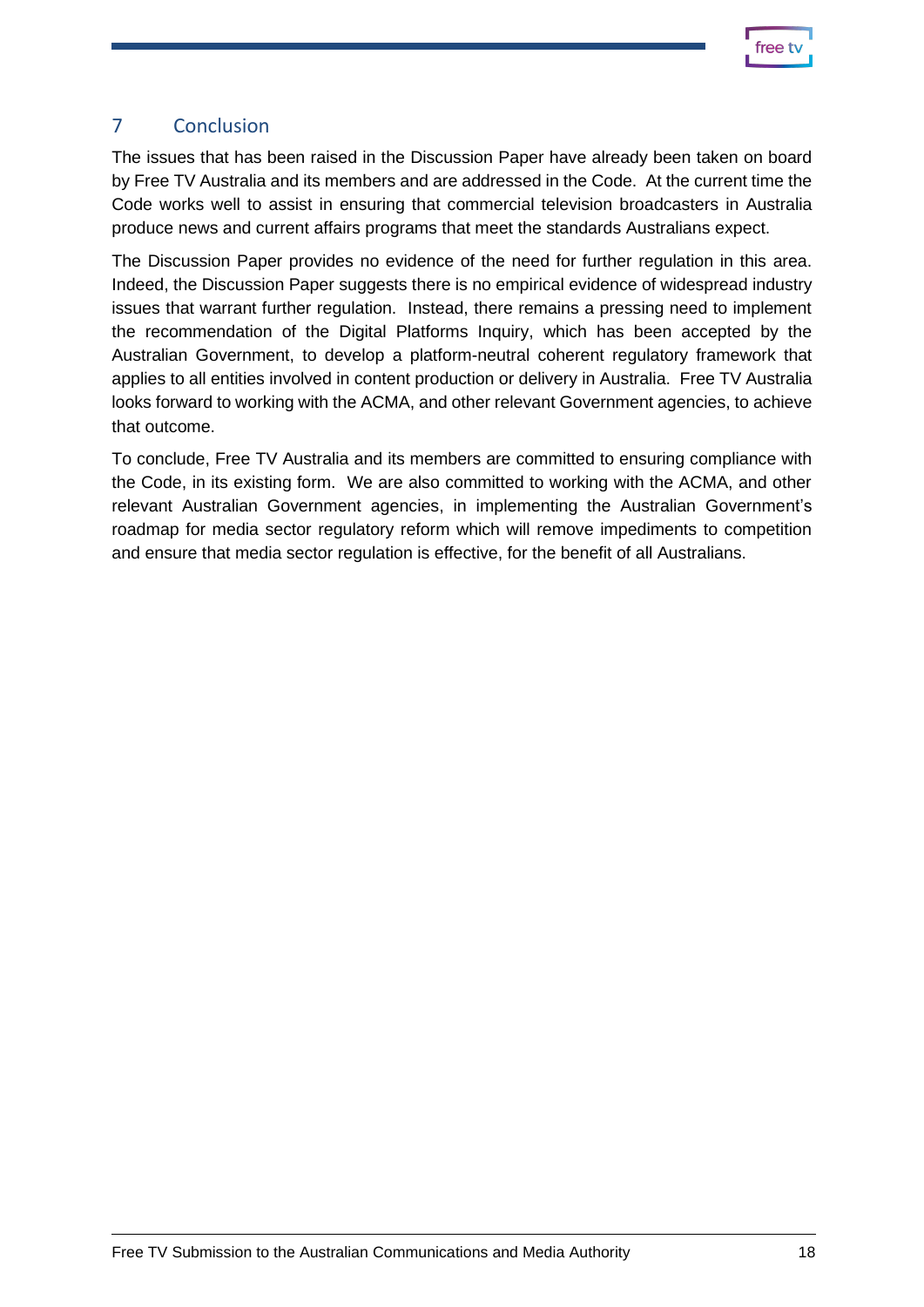## 7 Conclusion

The issues that has been raised in the Discussion Paper have already been taken on board by Free TV Australia and its members and are addressed in the Code. At the current time the Code works well to assist in ensuring that commercial television broadcasters in Australia produce news and current affairs programs that meet the standards Australians expect.

The Discussion Paper provides no evidence of the need for further regulation in this area. Indeed, the Discussion Paper suggests there is no empirical evidence of widespread industry issues that warrant further regulation. Instead, there remains a pressing need to implement the recommendation of the Digital Platforms Inquiry, which has been accepted by the Australian Government, to develop a platform-neutral coherent regulatory framework that applies to all entities involved in content production or delivery in Australia. Free TV Australia looks forward to working with the ACMA, and other relevant Government agencies, to achieve that outcome.

To conclude, Free TV Australia and its members are committed to ensuring compliance with the Code, in its existing form. We are also committed to working with the ACMA, and other relevant Australian Government agencies, in implementing the Australian Government's roadmap for media sector regulatory reform which will remove impediments to competition and ensure that media sector regulation is effective, for the benefit of all Australians.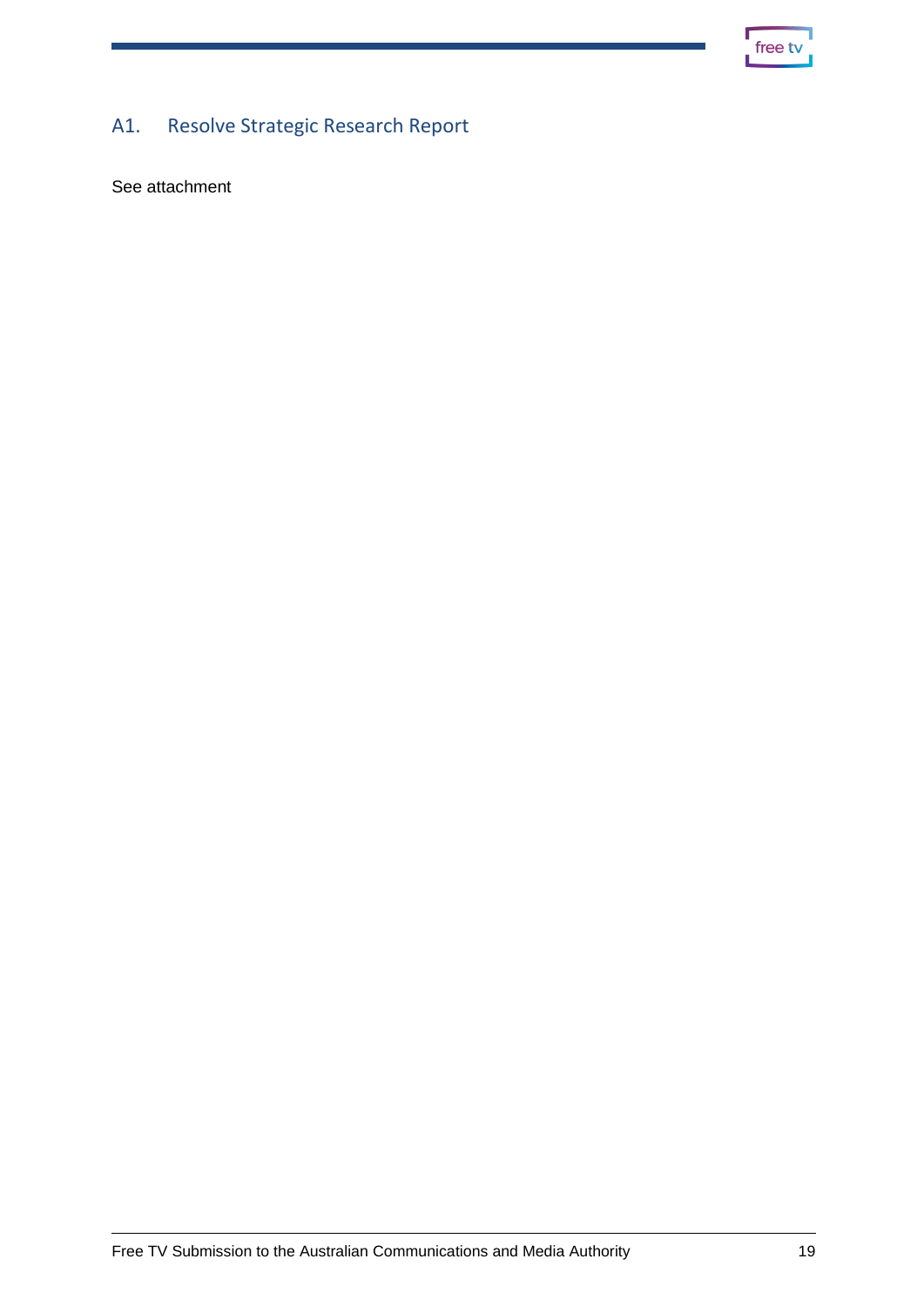## A1. Resolve Strategic Research Report

See attachment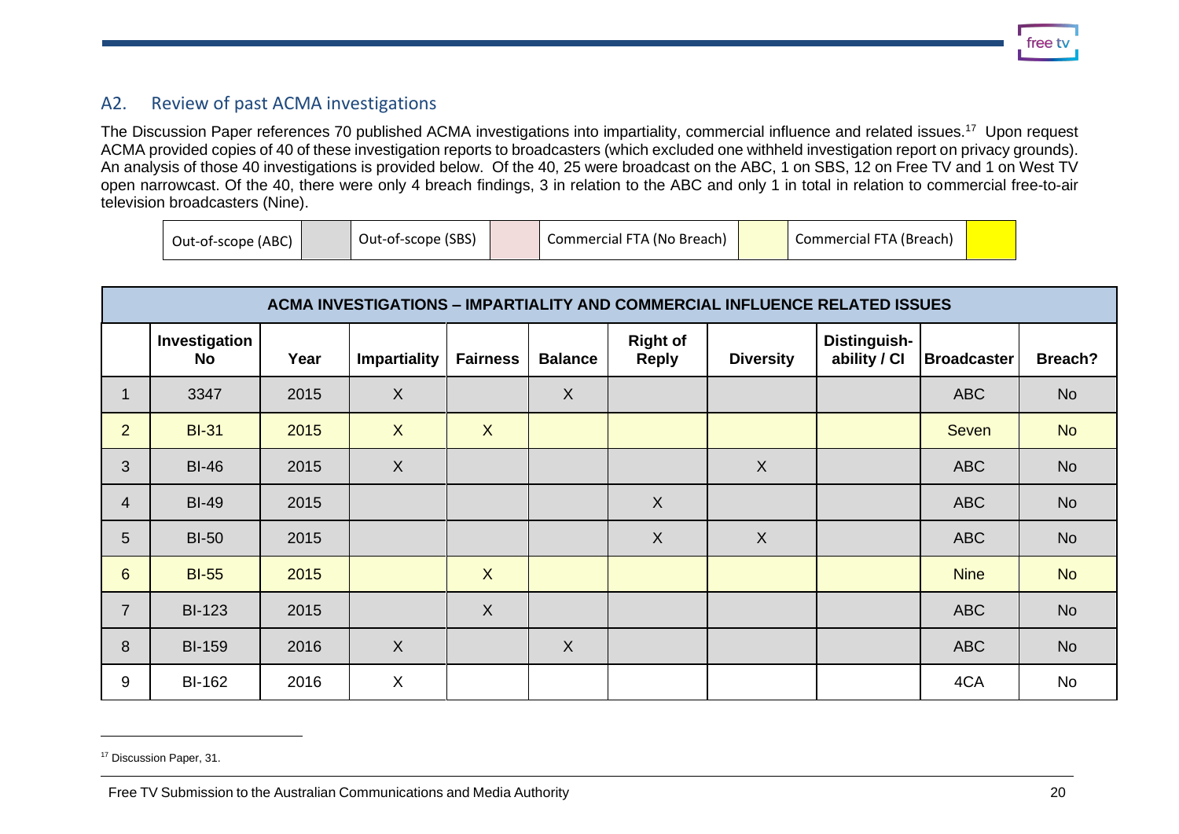## A2. Review of past ACMA investigations

The Discussion Paper references 70 published ACMA investigations into impartiality, commercial influence and related issues.[17] Upon request ACMA provided copies of 40 of these investigation reports to broadcasters (which excluded one withheld investigation report on privacy grounds). An analysis of those 40 investigations is provided below. Of the 40, 25 were broadcast on the ABC, 1 on SBS, 12 on Free TV and 1 on West TV open narrowcast. Of the 40, there were only 4 breach findings, 3 in relation to the ABC and only 1 in total in relation to commercial free-to-air television broadcasters (Nine).

| Out-of-scope (ABC) | Out-of-scope (SBS) | Commercial FTA (No Breach) | Commercial FTA (Breach) |
|---|---|---|---|

| ACMA INVESTIGATIONS – IMPARTIALITY AND COMMERCIAL INFLUENCE RELATED ISSUES | | | | | | | | | | |
|---|---|---|---|---|---|---|---|---|---|---|
| | **Investigation No** | **Year** | **Impartiality** | **Fairness** | **Balance** | **Right of Reply** | **Diversity** | **Distinguish-ability / CI** | **Broadcaster** | **Breach?** |
| 1 | 3347 | 2015 | X | | X | | | | ABC | No |
| 2 | BI-31 | 2015 | X | X | | | | | Seven | No |
| 3 | BI-46 | 2015 | X | | | | X | | ABC | No |
| 4 | BI-49 | 2015 | | | | X | | | ABC | No |
| 5 | BI-50 | 2015 | | | | X | X | | ABC | No |
| 6 | BI-55 | 2015 | | X | | | | | Nine | No |
| 7 | BI-123 | 2015 | | X | | | | | ABC | No |
| 8 | BI-159 | 2016 | X | | X | | | | ABC | No |
| 9 | BI-162 | 2016 | X | | | | | | 4CA | No |

[17] Discussion Paper, 31.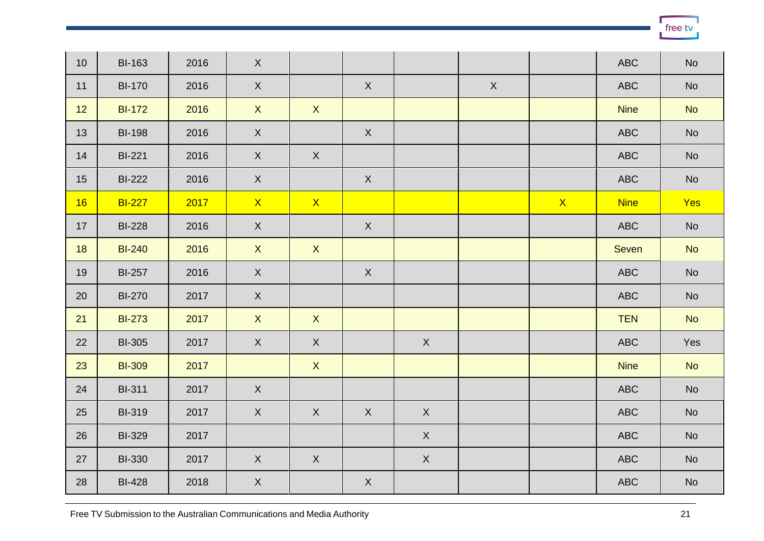| | | | | | | | | | | |
|---|---|---|---|---|---|---|---|---|---|---|
| 10 | BI-163 | 2016 | X | | | | | | ABC | No |
| 11 | BI-170 | 2016 | X | | X | | X | | ABC | No |
| 12 | BI-172 | 2016 | X | X | | | | | Nine | No |
| 13 | BI-198 | 2016 | X | | X | | | | ABC | No |
| 14 | BI-221 | 2016 | X | X | | | | | ABC | No |
| 15 | BI-222 | 2016 | X | | X | | | | ABC | No |
| 16 | BI-227 | 2017 | X | X | | | | X | Nine | Yes |
| 17 | BI-228 | 2016 | X | | X | | | | ABC | No |
| 18 | BI-240 | 2016 | X | X | | | | | Seven | No |
| 19 | BI-257 | 2016 | X | | X | | | | ABC | No |
| 20 | BI-270 | 2017 | X | | | | | | ABC | No |
| 21 | BI-273 | 2017 | X | X | | | | | TEN | No |
| 22 | BI-305 | 2017 | X | X | | X | | | ABC | Yes |
| 23 | BI-309 | 2017 | | X | | | | | Nine | No |
| 24 | BI-311 | 2017 | X | | | | | | ABC | No |
| 25 | BI-319 | 2017 | X | X | X | X | | | ABC | No |
| 26 | BI-329 | 2017 | | | | X | | | ABC | No |
| 27 | BI-330 | 2017 | X | X | | X | | | ABC | No |
| 28 | BI-428 | 2018 | X | | X | | | | ABC | No |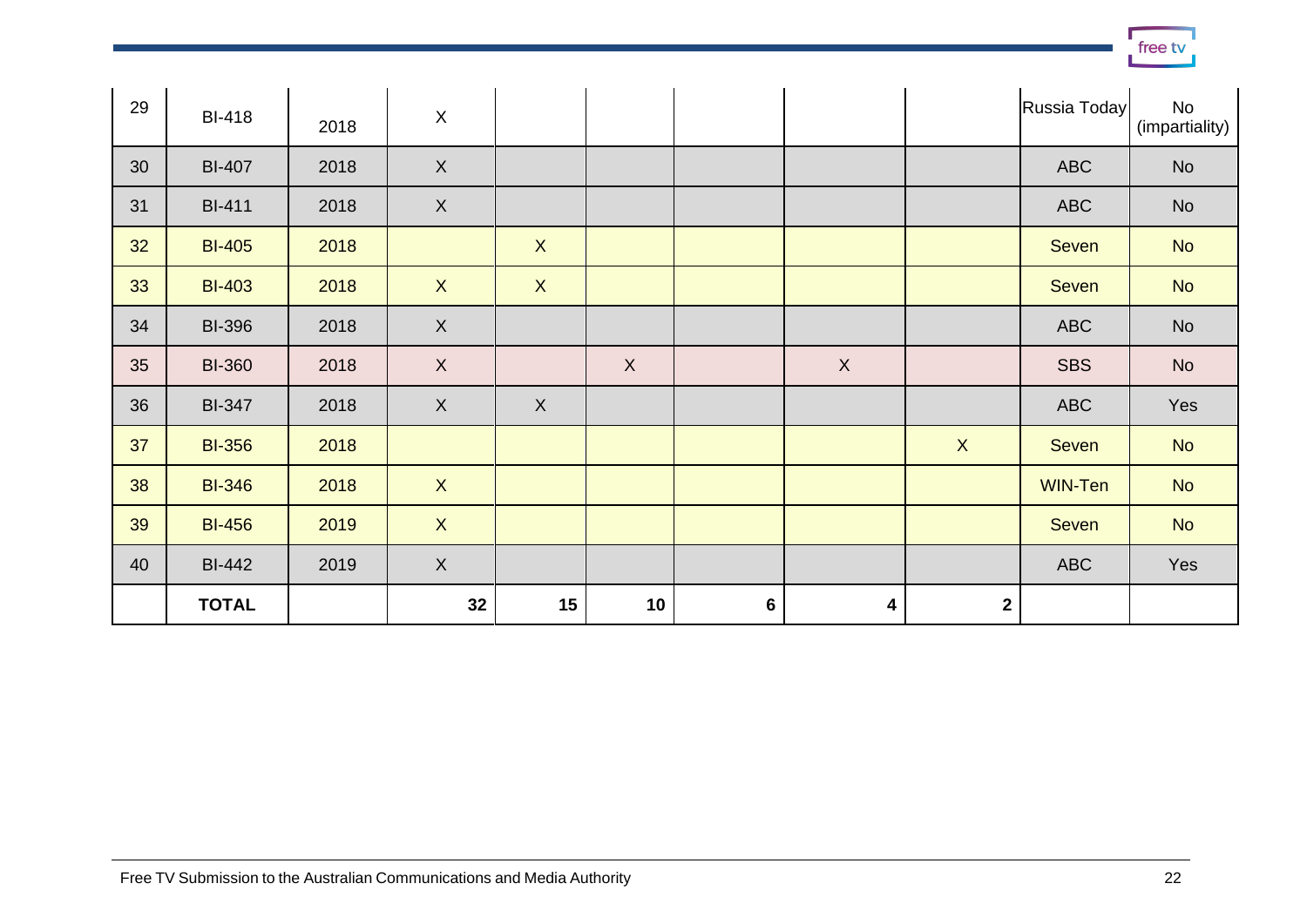| | | | | | | | | | | |
|---|---|---|---|---|---|---|---|---|---|---|
| 29 | BI-418 | 2018 | X | | | | | | Russia Today | No (impartiality) |
| 30 | BI-407 | 2018 | X | | | | | | ABC | No |
| 31 | BI-411 | 2018 | X | | | | | | ABC | No |
| 32 | BI-405 | 2018 | | X | | | | | Seven | No |
| 33 | BI-403 | 2018 | X | X | | | | | Seven | No |
| 34 | BI-396 | 2018 | X | | | | | | ABC | No |
| 35 | BI-360 | 2018 | X | | X | | X | | SBS | No |
| 36 | BI-347 | 2018 | X | X | | | | | ABC | Yes |
| 37 | BI-356 | 2018 | | | | | | X | Seven | No |
| 38 | BI-346 | 2018 | X | | | | | | WIN-Ten | No |
| 39 | BI-456 | 2019 | X | | | | | | Seven | No |
| 40 | BI-442 | 2019 | X | | | | | | ABC | Yes |
| | **TOTAL** | | **32** | **15** | **10** | **6** | **4** | **2** | | |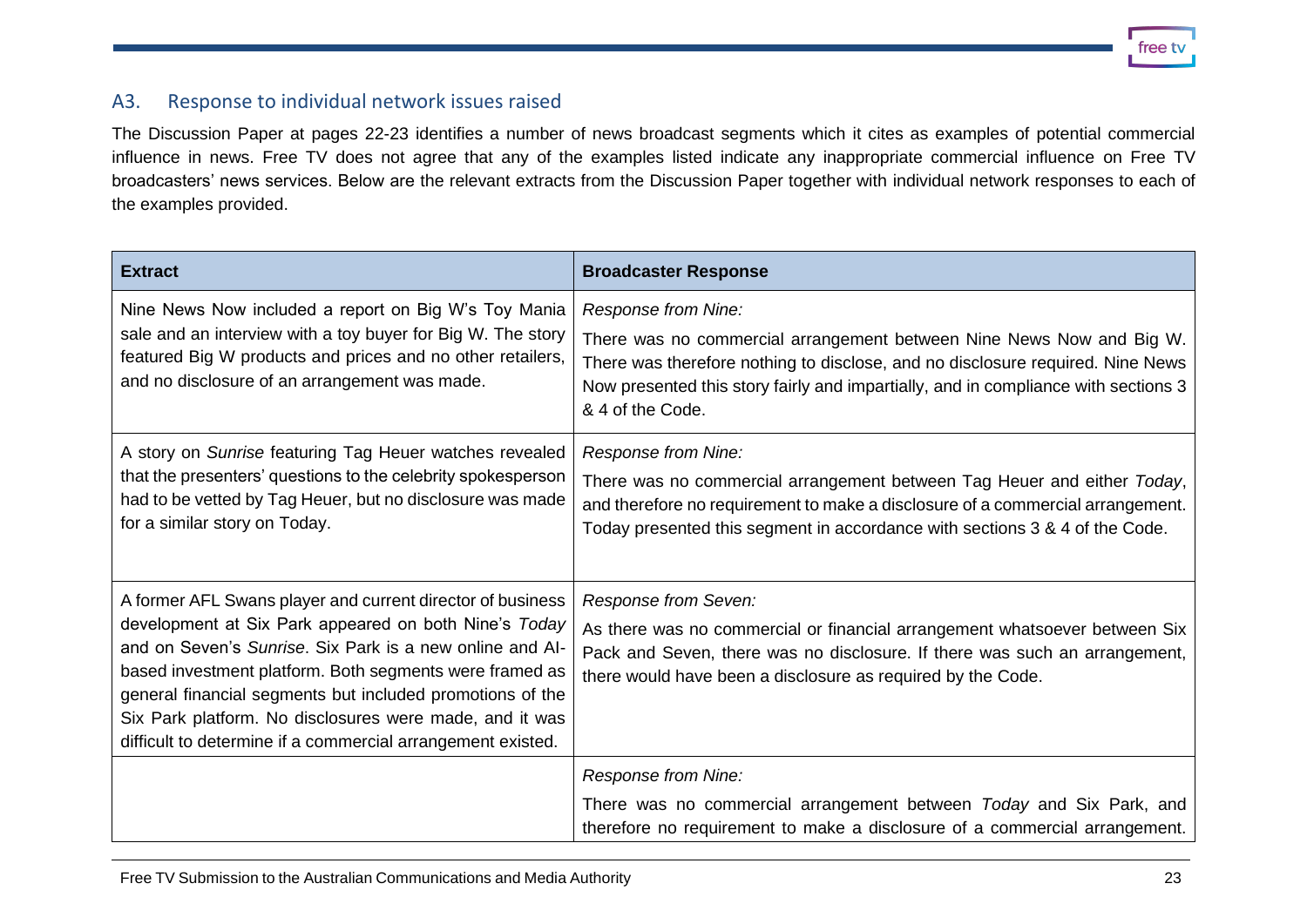## A3. Response to individual network issues raised

The Discussion Paper at pages 22-23 identifies a number of news broadcast segments which it cites as examples of potential commercial influence in news. Free TV does not agree that any of the examples listed indicate any inappropriate commercial influence on Free TV broadcasters' news services. Below are the relevant extracts from the Discussion Paper together with individual network responses to each of the examples provided.

| **Extract** | **Broadcaster Response** |
|---|---|
| Nine News Now included a report on Big W's Toy Mania sale and an interview with a toy buyer for Big W. The story featured Big W products and prices and no other retailers, and no disclosure of an arrangement was made. | *Response from Nine:*<br>There was no commercial arrangement between Nine News Now and Big W. There was therefore nothing to disclose, and no disclosure required. Nine News Now presented this story fairly and impartially, and in compliance with sections 3 & 4 of the Code. |
| A story on *Sunrise* featuring Tag Heuer watches revealed that the presenters' questions to the celebrity spokesperson had to be vetted by Tag Heuer, but no disclosure was made for a similar story on Today. | *Response from Nine:*<br>There was no commercial arrangement between Tag Heuer and either *Today*, and therefore no requirement to make a disclosure of a commercial arrangement. Today presented this segment in accordance with sections 3 & 4 of the Code. |
| A former AFL Swans player and current director of business development at Six Park appeared on both Nine's *Today* and on Seven's *Sunrise*. Six Park is a new online and AI-based investment platform. Both segments were framed as general financial segments but included promotions of the Six Park platform. No disclosures were made, and it was difficult to determine if a commercial arrangement existed. | *Response from Seven:*<br>As there was no commercial or financial arrangement whatsoever between Six Pack and Seven, there was no disclosure. If there was such an arrangement, there would have been a disclosure as required by the Code. |
| | *Response from Nine:*<br>There was no commercial arrangement between *Today* and Six Park, and therefore no requirement to make a disclosure of a commercial arrangement. |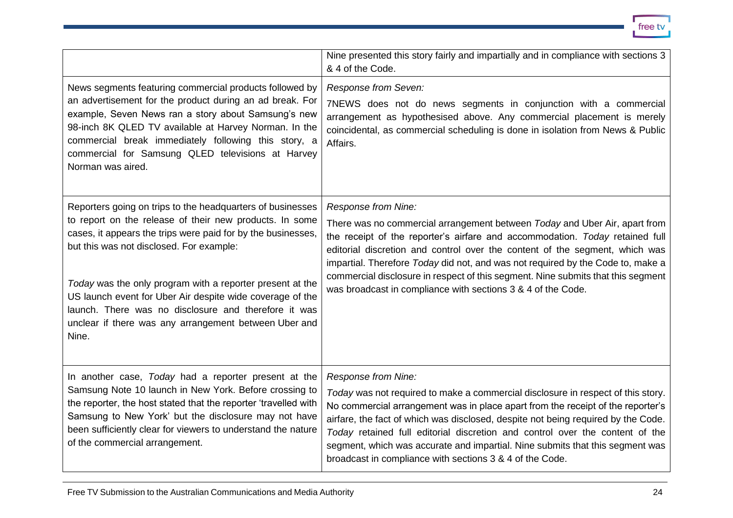| | |
|---|---|
| | Nine presented this story fairly and impartially and in compliance with sections 3 & 4 of the Code. |
| News segments featuring commercial products followed by an advertisement for the product during an ad break. For example, Seven News ran a story about Samsung's new 98-inch 8K QLED TV available at Harvey Norman. In the commercial break immediately following this story, a commercial for Samsung QLED televisions at Harvey Norman was aired. | *Response from Seven:*<br><br>7NEWS does not do news segments in conjunction with a commercial arrangement as hypothesised above. Any commercial placement is merely coincidental, as commercial scheduling is done in isolation from News & Public Affairs. |
| Reporters going on trips to the headquarters of businesses to report on the release of their new products. In some cases, it appears the trips were paid for by the businesses, but this was not disclosed. For example:<br><br>*Today* was the only program with a reporter present at the US launch event for Uber Air despite wide coverage of the launch. There was no disclosure and therefore it was unclear if there was any arrangement between Uber and Nine. | *Response from Nine:*<br><br>There was no commercial arrangement between *Today* and Uber Air, apart from the receipt of the reporter's airfare and accommodation. *Today* retained full editorial discretion and control over the content of the segment, which was impartial. Therefore *Today* did not, and was not required by the Code to, make a commercial disclosure in respect of this segment. Nine submits that this segment was broadcast in compliance with sections 3 & 4 of the Code. |
| In another case, *Today* had a reporter present at the Samsung Note 10 launch in New York. Before crossing to the reporter, the host stated that the reporter 'travelled with Samsung to New York' but the disclosure may not have been sufficiently clear for viewers to understand the nature of the commercial arrangement. | *Response from Nine:*<br><br>*Today* was not required to make a commercial disclosure in respect of this story. No commercial arrangement was in place apart from the receipt of the reporter's airfare, the fact of which was disclosed, despite not being required by the Code. *Today* retained full editorial discretion and control over the content of the segment, which was accurate and impartial. Nine submits that this segment was broadcast in compliance with sections 3 & 4 of the Code. |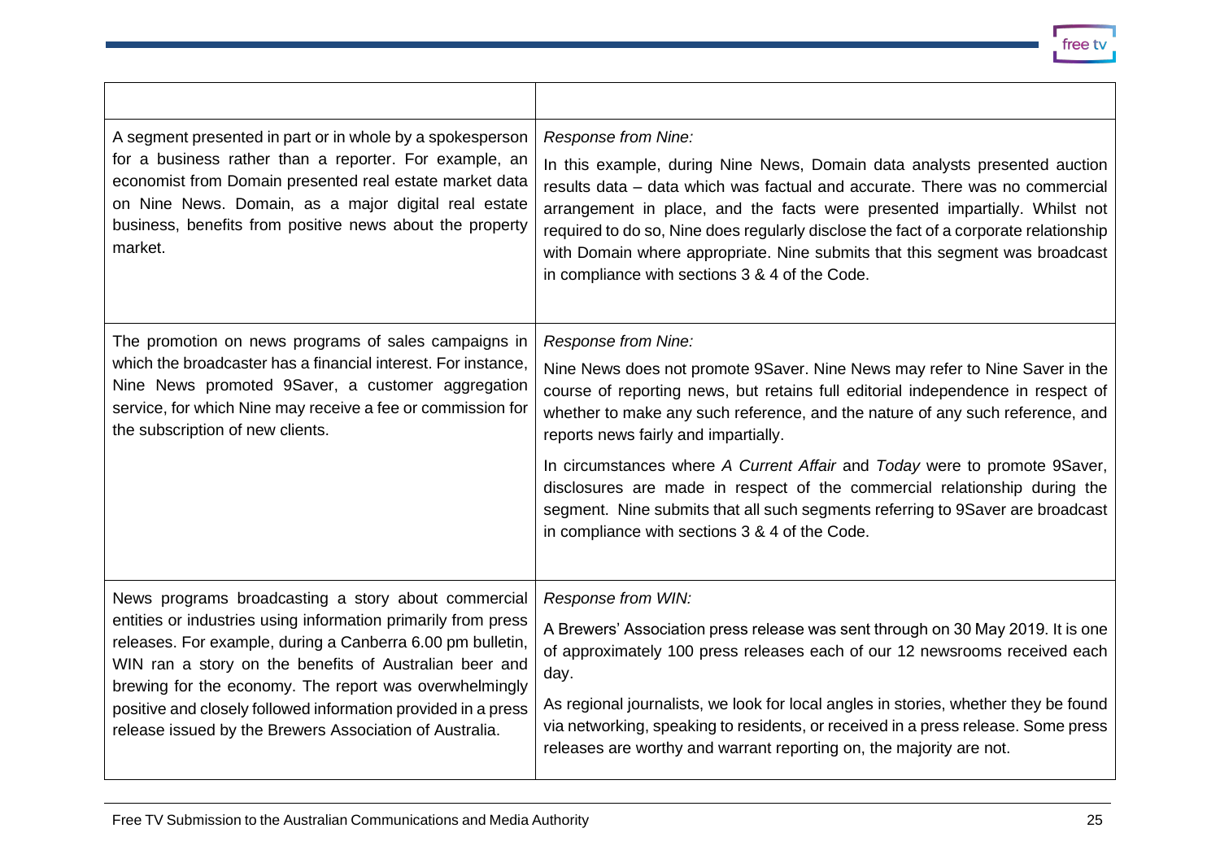| | |
|---|---|
| A segment presented in part or in whole by a spokesperson for a business rather than a reporter. For example, an economist from Domain presented real estate market data on Nine News. Domain, as a major digital real estate business, benefits from positive news about the property market. | *Response from Nine:*<br><br>In this example, during Nine News, Domain data analysts presented auction results data – data which was factual and accurate. There was no commercial arrangement in place, and the facts were presented impartially. Whilst not required to do so, Nine does regularly disclose the fact of a corporate relationship with Domain where appropriate. Nine submits that this segment was broadcast in compliance with sections 3 & 4 of the Code. |
| The promotion on news programs of sales campaigns in which the broadcaster has a financial interest. For instance, Nine News promoted 9Saver, a customer aggregation service, for which Nine may receive a fee or commission for the subscription of new clients. | *Response from Nine:*<br><br>Nine News does not promote 9Saver. Nine News may refer to Nine Saver in the course of reporting news, but retains full editorial independence in respect of whether to make any such reference, and the nature of any such reference, and reports news fairly and impartially.<br><br>In circumstances where *A Current Affair* and *Today* were to promote 9Saver, disclosures are made in respect of the commercial relationship during the segment. Nine submits that all such segments referring to 9Saver are broadcast in compliance with sections 3 & 4 of the Code. |
| News programs broadcasting a story about commercial entities or industries using information primarily from press releases. For example, during a Canberra 6.00 pm bulletin, WIN ran a story on the benefits of Australian beer and brewing for the economy. The report was overwhelmingly positive and closely followed information provided in a press release issued by the Brewers Association of Australia. | *Response from WIN:*<br><br>A Brewers' Association press release was sent through on 30 May 2019. It is one of approximately 100 press releases each of our 12 newsrooms received each day.<br><br>As regional journalists, we look for local angles in stories, whether they be found via networking, speaking to residents, or received in a press release. Some press releases are worthy and warrant reporting on, the majority are not. |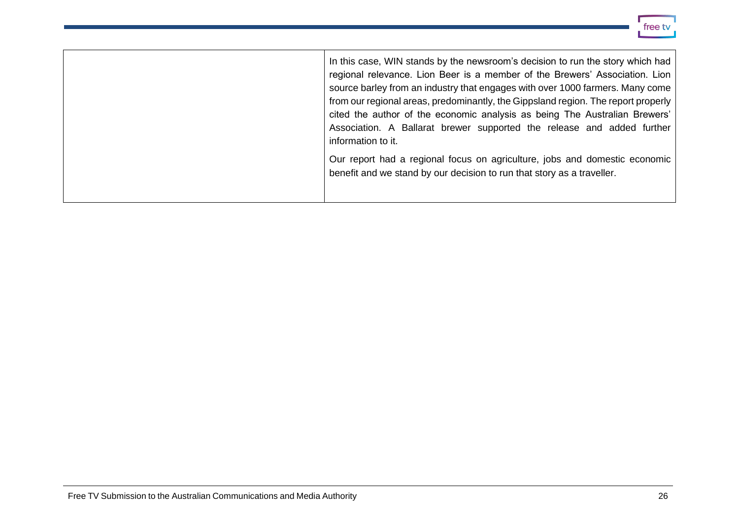| | |
|---|---|
| | In this case, WIN stands by the newsroom's decision to run the story which had regional relevance. Lion Beer is a member of the Brewers' Association. Lion source barley from an industry that engages with over 1000 farmers. Many come from our regional areas, predominantly, the Gippsland region. The report properly cited the author of the economic analysis as being The Australian Brewers' Association. A Ballarat brewer supported the release and added further information to it.<br><br>Our report had a regional focus on agriculture, jobs and domestic economic benefit and we stand by our decision to run that story as a traveller. |